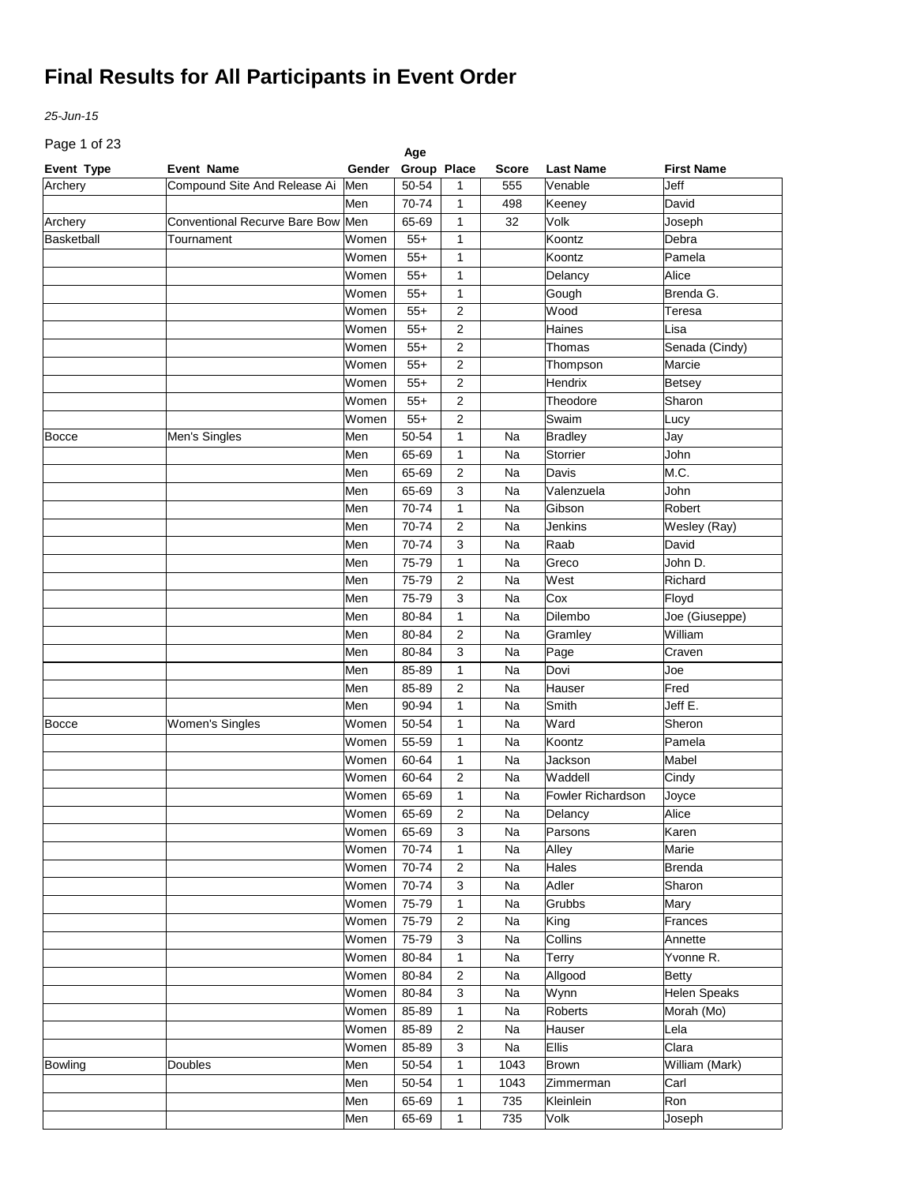# Final Results for All Participants in Event Order

*25-Jun-15*

| Event Type | Event Name | Gender | Age Group | Place | Score | Last Name | First Name |
|---|---|---|---|---|---|---|---|
| Archery | Compound Site And Release Ai | Men | 50-54 | 1 | 555 | Venable | Jeff |
| | | Men | 70-74 | 1 | 498 | Keeney | David |
| Archery | Conventional Recurve Bare Bow | Men | 65-69 | 1 | 32 | Volk | Joseph |
| Basketball | Tournament | Women | 55+ | 1 | | Koontz | Debra |
| | | Women | 55+ | 1 | | Koontz | Pamela |
| | | Women | 55+ | 1 | | Delancy | Alice |
| | | Women | 55+ | 1 | | Gough | Brenda G. |
| | | Women | 55+ | 2 | | Wood | Teresa |
| | | Women | 55+ | 2 | | Haines | Lisa |
| | | Women | 55+ | 2 | | Thomas | Senada (Cindy) |
| | | Women | 55+ | 2 | | Thompson | Marcie |
| | | Women | 55+ | 2 | | Hendrix | Betsey |
| | | Women | 55+ | 2 | | Theodore | Sharon |
| | | Women | 55+ | 2 | | Swaim | Lucy |
| Bocce | Men's Singles | Men | 50-54 | 1 | Na | Bradley | Jay |
| | | Men | 65-69 | 1 | Na | Storrier | John |
| | | Men | 65-69 | 2 | Na | Davis | M.C. |
| | | Men | 65-69 | 3 | Na | Valenzuela | John |
| | | Men | 70-74 | 1 | Na | Gibson | Robert |
| | | Men | 70-74 | 2 | Na | Jenkins | Wesley (Ray) |
| | | Men | 70-74 | 3 | Na | Raab | David |
| | | Men | 75-79 | 1 | Na | Greco | John D. |
| | | Men | 75-79 | 2 | Na | West | Richard |
| | | Men | 75-79 | 3 | Na | Cox | Floyd |
| | | Men | 80-84 | 1 | Na | Dilembo | Joe (Giuseppe) |
| | | Men | 80-84 | 2 | Na | Gramley | William |
| | | Men | 80-84 | 3 | Na | Page | Craven |
| | | Men | 85-89 | 1 | Na | Dovi | Joe |
| | | Men | 85-89 | 2 | Na | Hauser | Fred |
| | | Men | 90-94 | 1 | Na | Smith | Jeff E. |
| Bocce | Women's Singles | Women | 50-54 | 1 | Na | Ward | Sheron |
| | | Women | 55-59 | 1 | Na | Koontz | Pamela |
| | | Women | 60-64 | 1 | Na | Jackson | Mabel |
| | | Women | 60-64 | 2 | Na | Waddell | Cindy |
| | | Women | 65-69 | 1 | Na | Fowler Richardson | Joyce |
| | | Women | 65-69 | 2 | Na | Delancy | Alice |
| | | Women | 65-69 | 3 | Na | Parsons | Karen |
| | | Women | 70-74 | 1 | Na | Alley | Marie |
| | | Women | 70-74 | 2 | Na | Hales | Brenda |
| | | Women | 70-74 | 3 | Na | Adler | Sharon |
| | | Women | 75-79 | 1 | Na | Grubbs | Mary |
| | | Women | 75-79 | 2 | Na | King | Frances |
| | | Women | 75-79 | 3 | Na | Collins | Annette |
| | | Women | 80-84 | 1 | Na | Terry | Yvonne R. |
| | | Women | 80-84 | 2 | Na | Allgood | Betty |
| | | Women | 80-84 | 3 | Na | Wynn | Helen Speaks |
| | | Women | 85-89 | 1 | Na | Roberts | Morah (Mo) |
| | | Women | 85-89 | 2 | Na | Hauser | Lela |
| | | Women | 85-89 | 3 | Na | Ellis | Clara |
| Bowling | Doubles | Men | 50-54 | 1 | 1043 | Brown | William (Mark) |
| | | Men | 50-54 | 1 | 1043 | Zimmerman | Carl |
| | | Men | 65-69 | 1 | 735 | Kleinlein | Ron |
| | | Men | 65-69 | 1 | 735 | Volk | Joseph |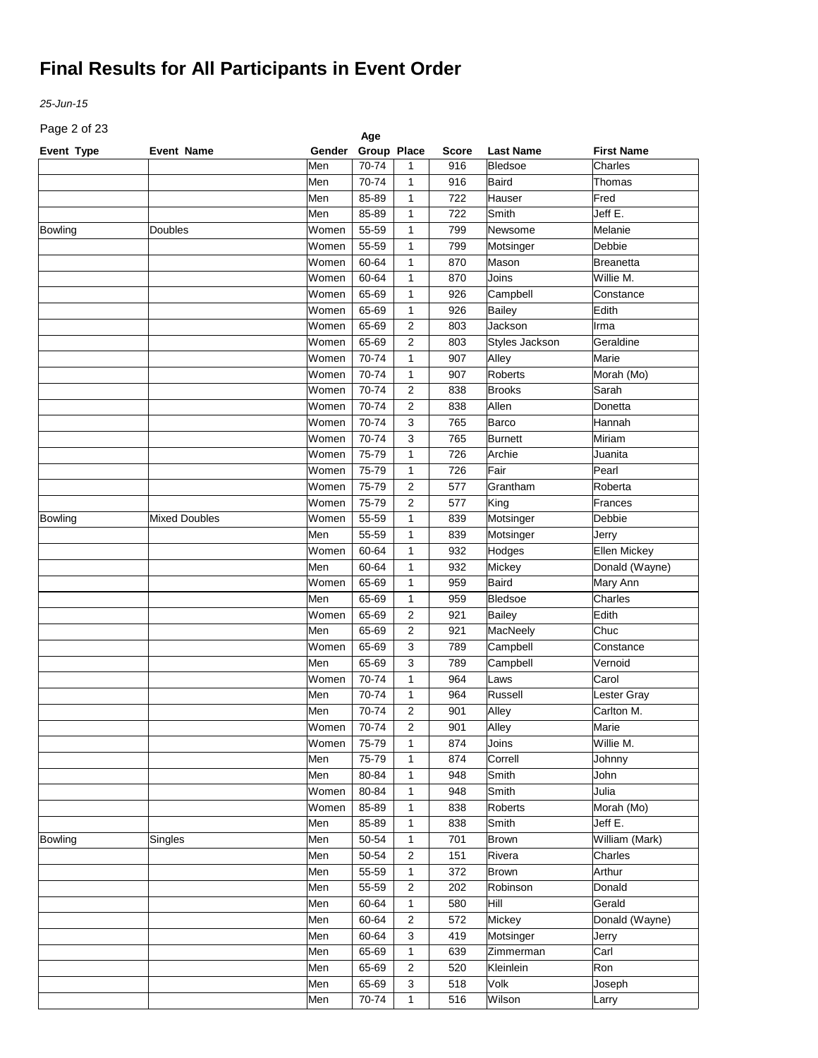# Final Results for All Participants in Event Order

*25-Jun-15*

| Event Type | Event Name | Gender | Age Group | Place | Score | Last Name | First Name |
|---|---|---|---|---|---|---|---|
| | | Men | 70-74 | 1 | 916 | Bledsoe | Charles |
| | | Men | 70-74 | 1 | 916 | Baird | Thomas |
| | | Men | 85-89 | 1 | 722 | Hauser | Fred |
| | | Men | 85-89 | 1 | 722 | Smith | Jeff E. |
| Bowling | Doubles | Women | 55-59 | 1 | 799 | Newsome | Melanie |
| | | Women | 55-59 | 1 | 799 | Motsinger | Debbie |
| | | Women | 60-64 | 1 | 870 | Mason | Breanetta |
| | | Women | 60-64 | 1 | 870 | Joins | Willie M. |
| | | Women | 65-69 | 1 | 926 | Campbell | Constance |
| | | Women | 65-69 | 1 | 926 | Bailey | Edith |
| | | Women | 65-69 | 2 | 803 | Jackson | Irma |
| | | Women | 65-69 | 2 | 803 | Styles Jackson | Geraldine |
| | | Women | 70-74 | 1 | 907 | Alley | Marie |
| | | Women | 70-74 | 1 | 907 | Roberts | Morah (Mo) |
| | | Women | 70-74 | 2 | 838 | Brooks | Sarah |
| | | Women | 70-74 | 2 | 838 | Allen | Donetta |
| | | Women | 70-74 | 3 | 765 | Barco | Hannah |
| | | Women | 70-74 | 3 | 765 | Burnett | Miriam |
| | | Women | 75-79 | 1 | 726 | Archie | Juanita |
| | | Women | 75-79 | 1 | 726 | Fair | Pearl |
| | | Women | 75-79 | 2 | 577 | Grantham | Roberta |
| | | Women | 75-79 | 2 | 577 | King | Frances |
| Bowling | Mixed Doubles | Women | 55-59 | 1 | 839 | Motsinger | Debbie |
| | | Men | 55-59 | 1 | 839 | Motsinger | Jerry |
| | | Women | 60-64 | 1 | 932 | Hodges | Ellen Mickey |
| | | Men | 60-64 | 1 | 932 | Mickey | Donald (Wayne) |
| | | Women | 65-69 | 1 | 959 | Baird | Mary Ann |
| | | Men | 65-69 | 1 | 959 | Bledsoe | Charles |
| | | Women | 65-69 | 2 | 921 | Bailey | Edith |
| | | Men | 65-69 | 2 | 921 | MacNeely | Chuc |
| | | Women | 65-69 | 3 | 789 | Campbell | Constance |
| | | Men | 65-69 | 3 | 789 | Campbell | Vernoid |
| | | Women | 70-74 | 1 | 964 | Laws | Carol |
| | | Men | 70-74 | 1 | 964 | Russell | Lester Gray |
| | | Men | 70-74 | 2 | 901 | Alley | Carlton M. |
| | | Women | 70-74 | 2 | 901 | Alley | Marie |
| | | Women | 75-79 | 1 | 874 | Joins | Willie M. |
| | | Men | 75-79 | 1 | 874 | Correll | Johnny |
| | | Men | 80-84 | 1 | 948 | Smith | John |
| | | Women | 80-84 | 1 | 948 | Smith | Julia |
| | | Women | 85-89 | 1 | 838 | Roberts | Morah (Mo) |
| | | Men | 85-89 | 1 | 838 | Smith | Jeff E. |
| Bowling | Singles | Men | 50-54 | 1 | 701 | Brown | William (Mark) |
| | | Men | 50-54 | 2 | 151 | Rivera | Charles |
| | | Men | 55-59 | 1 | 372 | Brown | Arthur |
| | | Men | 55-59 | 2 | 202 | Robinson | Donald |
| | | Men | 60-64 | 1 | 580 | Hill | Gerald |
| | | Men | 60-64 | 2 | 572 | Mickey | Donald (Wayne) |
| | | Men | 60-64 | 3 | 419 | Motsinger | Jerry |
| | | Men | 65-69 | 1 | 639 | Zimmerman | Carl |
| | | Men | 65-69 | 2 | 520 | Kleinlein | Ron |
| | | Men | 65-69 | 3 | 518 | Volk | Joseph |
| | | Men | 70-74 | 1 | 516 | Wilson | Larry |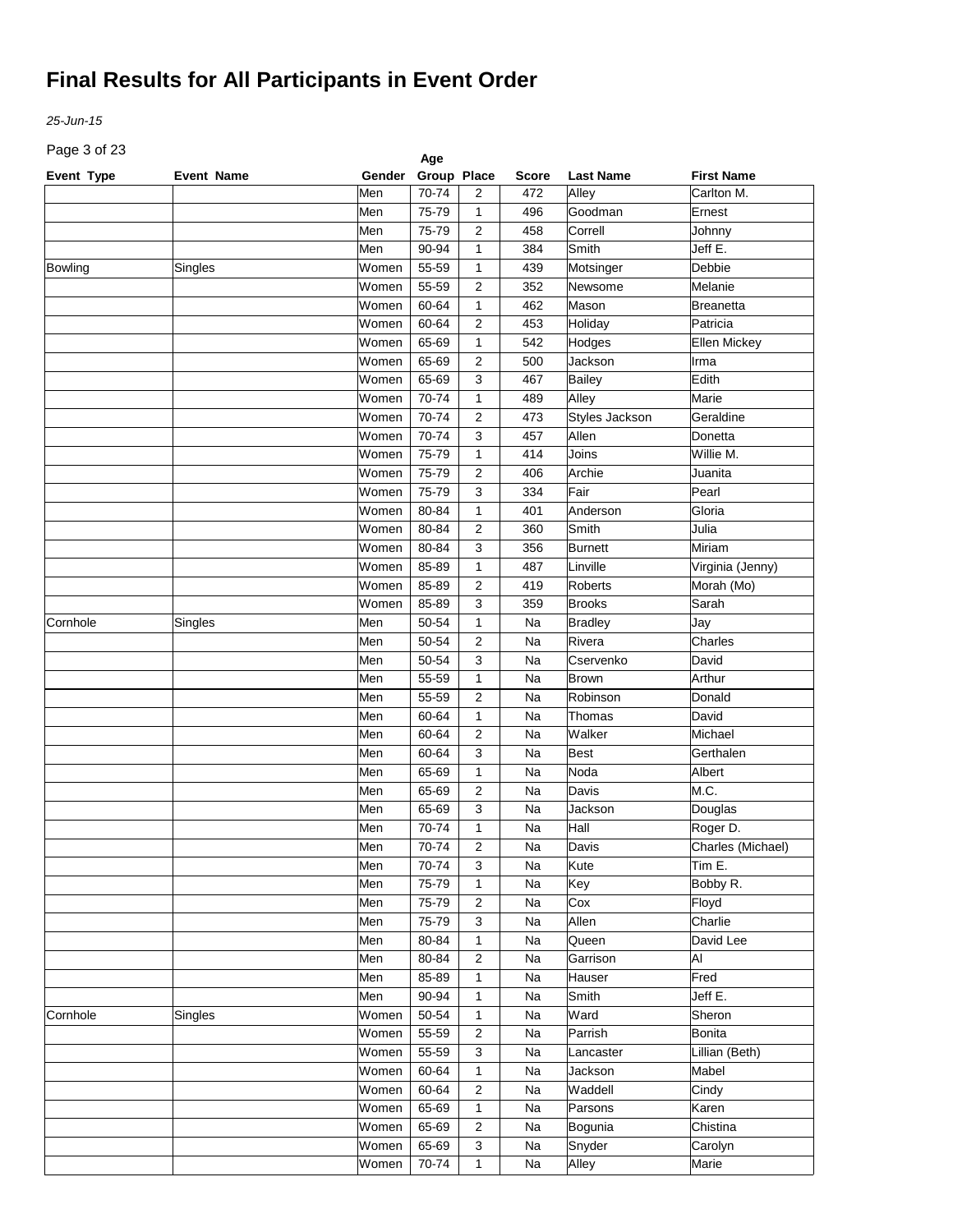# Final Results for All Participants in Event Order

*25-Jun-15*

| Event Type | Event Name | Gender | Age Group | Place | Score | Last Name | First Name |
|---|---|---|---|---|---|---|---|
| | | Men | 70-74 | 2 | 472 | Alley | Carlton M. |
| | | Men | 75-79 | 1 | 496 | Goodman | Ernest |
| | | Men | 75-79 | 2 | 458 | Correll | Johnny |
| | | Men | 90-94 | 1 | 384 | Smith | Jeff E. |
| Bowling | Singles | Women | 55-59 | 1 | 439 | Motsinger | Debbie |
| | | Women | 55-59 | 2 | 352 | Newsome | Melanie |
| | | Women | 60-64 | 1 | 462 | Mason | Breanetta |
| | | Women | 60-64 | 2 | 453 | Holiday | Patricia |
| | | Women | 65-69 | 1 | 542 | Hodges | Ellen Mickey |
| | | Women | 65-69 | 2 | 500 | Jackson | Irma |
| | | Women | 65-69 | 3 | 467 | Bailey | Edith |
| | | Women | 70-74 | 1 | 489 | Alley | Marie |
| | | Women | 70-74 | 2 | 473 | Styles Jackson | Geraldine |
| | | Women | 70-74 | 3 | 457 | Allen | Donetta |
| | | Women | 75-79 | 1 | 414 | Joins | Willie M. |
| | | Women | 75-79 | 2 | 406 | Archie | Juanita |
| | | Women | 75-79 | 3 | 334 | Fair | Pearl |
| | | Women | 80-84 | 1 | 401 | Anderson | Gloria |
| | | Women | 80-84 | 2 | 360 | Smith | Julia |
| | | Women | 80-84 | 3 | 356 | Burnett | Miriam |
| | | Women | 85-89 | 1 | 487 | Linville | Virginia (Jenny) |
| | | Women | 85-89 | 2 | 419 | Roberts | Morah (Mo) |
| | | Women | 85-89 | 3 | 359 | Brooks | Sarah |
| Cornhole | Singles | Men | 50-54 | 1 | Na | Bradley | Jay |
| | | Men | 50-54 | 2 | Na | Rivera | Charles |
| | | Men | 50-54 | 3 | Na | Cservenko | David |
| | | Men | 55-59 | 1 | Na | Brown | Arthur |
| | | Men | 55-59 | 2 | Na | Robinson | Donald |
| | | Men | 60-64 | 1 | Na | Thomas | David |
| | | Men | 60-64 | 2 | Na | Walker | Michael |
| | | Men | 60-64 | 3 | Na | Best | Gerthalen |
| | | Men | 65-69 | 1 | Na | Noda | Albert |
| | | Men | 65-69 | 2 | Na | Davis | M.C. |
| | | Men | 65-69 | 3 | Na | Jackson | Douglas |
| | | Men | 70-74 | 1 | Na | Hall | Roger D. |
| | | Men | 70-74 | 2 | Na | Davis | Charles (Michael) |
| | | Men | 70-74 | 3 | Na | Kute | Tim E. |
| | | Men | 75-79 | 1 | Na | Key | Bobby R. |
| | | Men | 75-79 | 2 | Na | Cox | Floyd |
| | | Men | 75-79 | 3 | Na | Allen | Charlie |
| | | Men | 80-84 | 1 | Na | Queen | David Lee |
| | | Men | 80-84 | 2 | Na | Garrison | Al |
| | | Men | 85-89 | 1 | Na | Hauser | Fred |
| | | Men | 90-94 | 1 | Na | Smith | Jeff E. |
| Cornhole | Singles | Women | 50-54 | 1 | Na | Ward | Sheron |
| | | Women | 55-59 | 2 | Na | Parrish | Bonita |
| | | Women | 55-59 | 3 | Na | Lancaster | Lillian (Beth) |
| | | Women | 60-64 | 1 | Na | Jackson | Mabel |
| | | Women | 60-64 | 2 | Na | Waddell | Cindy |
| | | Women | 65-69 | 1 | Na | Parsons | Karen |
| | | Women | 65-69 | 2 | Na | Bogunia | Chistina |
| | | Women | 65-69 | 3 | Na | Snyder | Carolyn |
| | | Women | 70-74 | 1 | Na | Alley | Marie |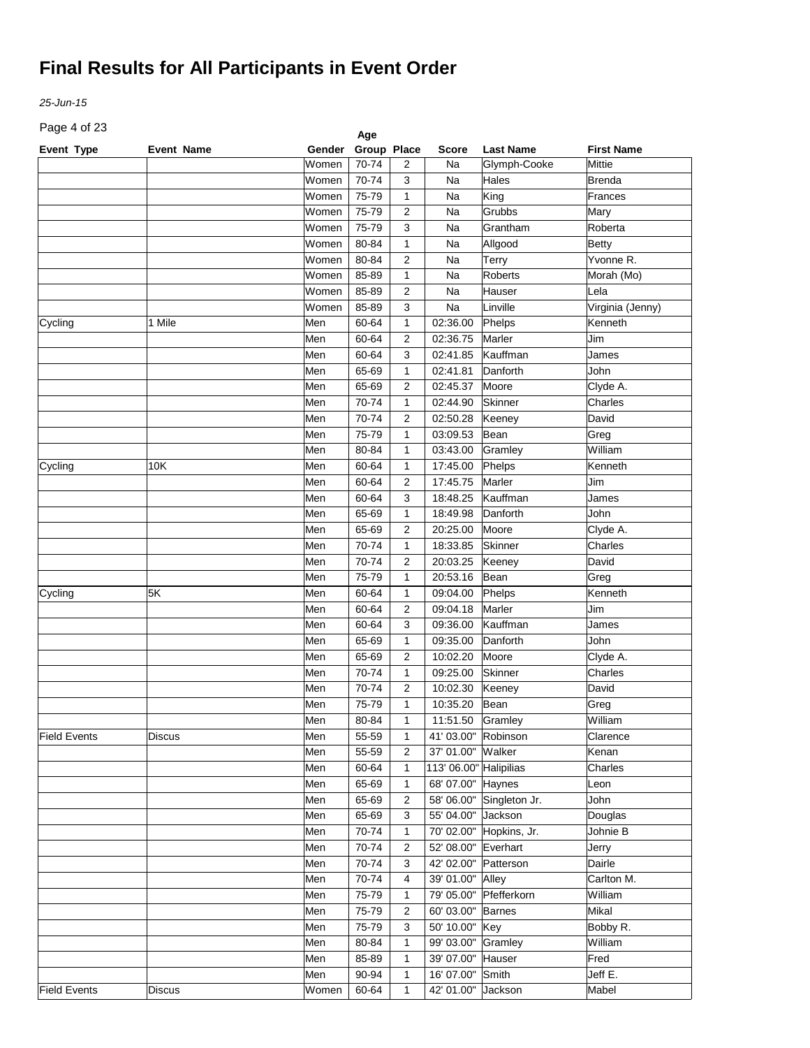# Final Results for All Participants in Event Order

*25-Jun-15*

| Event Type | Event Name | Gender | Age Group | Place | Score | Last Name | First Name |
|---|---|---|---|---|---|---|---|
| | | Women | 70-74 | 2 | Na | Glymph-Cooke | Mittie |
| | | Women | 70-74 | 3 | Na | Hales | Brenda |
| | | Women | 75-79 | 1 | Na | King | Frances |
| | | Women | 75-79 | 2 | Na | Grubbs | Mary |
| | | Women | 75-79 | 3 | Na | Grantham | Roberta |
| | | Women | 80-84 | 1 | Na | Allgood | Betty |
| | | Women | 80-84 | 2 | Na | Terry | Yvonne R. |
| | | Women | 85-89 | 1 | Na | Roberts | Morah (Mo) |
| | | Women | 85-89 | 2 | Na | Hauser | Lela |
| | | Women | 85-89 | 3 | Na | Linville | Virginia (Jenny) |
| Cycling | 1 Mile | Men | 60-64 | 1 | 02:36.00 | Phelps | Kenneth |
| | | Men | 60-64 | 2 | 02:36.75 | Marler | Jim |
| | | Men | 60-64 | 3 | 02:41.85 | Kauffman | James |
| | | Men | 65-69 | 1 | 02:41.81 | Danforth | John |
| | | Men | 65-69 | 2 | 02:45.37 | Moore | Clyde A. |
| | | Men | 70-74 | 1 | 02:44.90 | Skinner | Charles |
| | | Men | 70-74 | 2 | 02:50.28 | Keeney | David |
| | | Men | 75-79 | 1 | 03:09.53 | Bean | Greg |
| | | Men | 80-84 | 1 | 03:43.00 | Gramley | William |
| Cycling | 10K | Men | 60-64 | 1 | 17:45.00 | Phelps | Kenneth |
| | | Men | 60-64 | 2 | 17:45.75 | Marler | Jim |
| | | Men | 60-64 | 3 | 18:48.25 | Kauffman | James |
| | | Men | 65-69 | 1 | 18:49.98 | Danforth | John |
| | | Men | 65-69 | 2 | 20:25.00 | Moore | Clyde A. |
| | | Men | 70-74 | 1 | 18:33.85 | Skinner | Charles |
| | | Men | 70-74 | 2 | 20:03.25 | Keeney | David |
| | | Men | 75-79 | 1 | 20:53.16 | Bean | Greg |
| Cycling | 5K | Men | 60-64 | 1 | 09:04.00 | Phelps | Kenneth |
| | | Men | 60-64 | 2 | 09:04.18 | Marler | Jim |
| | | Men | 60-64 | 3 | 09:36.00 | Kauffman | James |
| | | Men | 65-69 | 1 | 09:35.00 | Danforth | John |
| | | Men | 65-69 | 2 | 10:02.20 | Moore | Clyde A. |
| | | Men | 70-74 | 1 | 09:25.00 | Skinner | Charles |
| | | Men | 70-74 | 2 | 10:02.30 | Keeney | David |
| | | Men | 75-79 | 1 | 10:35.20 | Bean | Greg |
| | | Men | 80-84 | 1 | 11:51.50 | Gramley | William |
| Field Events | Discus | Men | 55-59 | 1 | 41' 03.00" | Robinson | Clarence |
| | | Men | 55-59 | 2 | 37' 01.00" | Walker | Kenan |
| | | Men | 60-64 | 1 | 113' 06.00" | Halipilias | Charles |
| | | Men | 65-69 | 1 | 68' 07.00" | Haynes | Leon |
| | | Men | 65-69 | 2 | 58' 06.00" | Singleton Jr. | John |
| | | Men | 65-69 | 3 | 55' 04.00" | Jackson | Douglas |
| | | Men | 70-74 | 1 | 70' 02.00" | Hopkins, Jr. | Johnie B |
| | | Men | 70-74 | 2 | 52' 08.00" | Everhart | Jerry |
| | | Men | 70-74 | 3 | 42' 02.00" | Patterson | Dairle |
| | | Men | 70-74 | 4 | 39' 01.00" | Alley | Carlton M. |
| | | Men | 75-79 | 1 | 79' 05.00" | Pfefferkorn | William |
| | | Men | 75-79 | 2 | 60' 03.00" | Barnes | Mikal |
| | | Men | 75-79 | 3 | 50' 10.00" | Key | Bobby R. |
| | | Men | 80-84 | 1 | 99' 03.00" | Gramley | William |
| | | Men | 85-89 | 1 | 39' 07.00" | Hauser | Fred |
| | | Men | 90-94 | 1 | 16' 07.00" | Smith | Jeff E. |
| Field Events | Discus | Women | 60-64 | 1 | 42' 01.00" | Jackson | Mabel |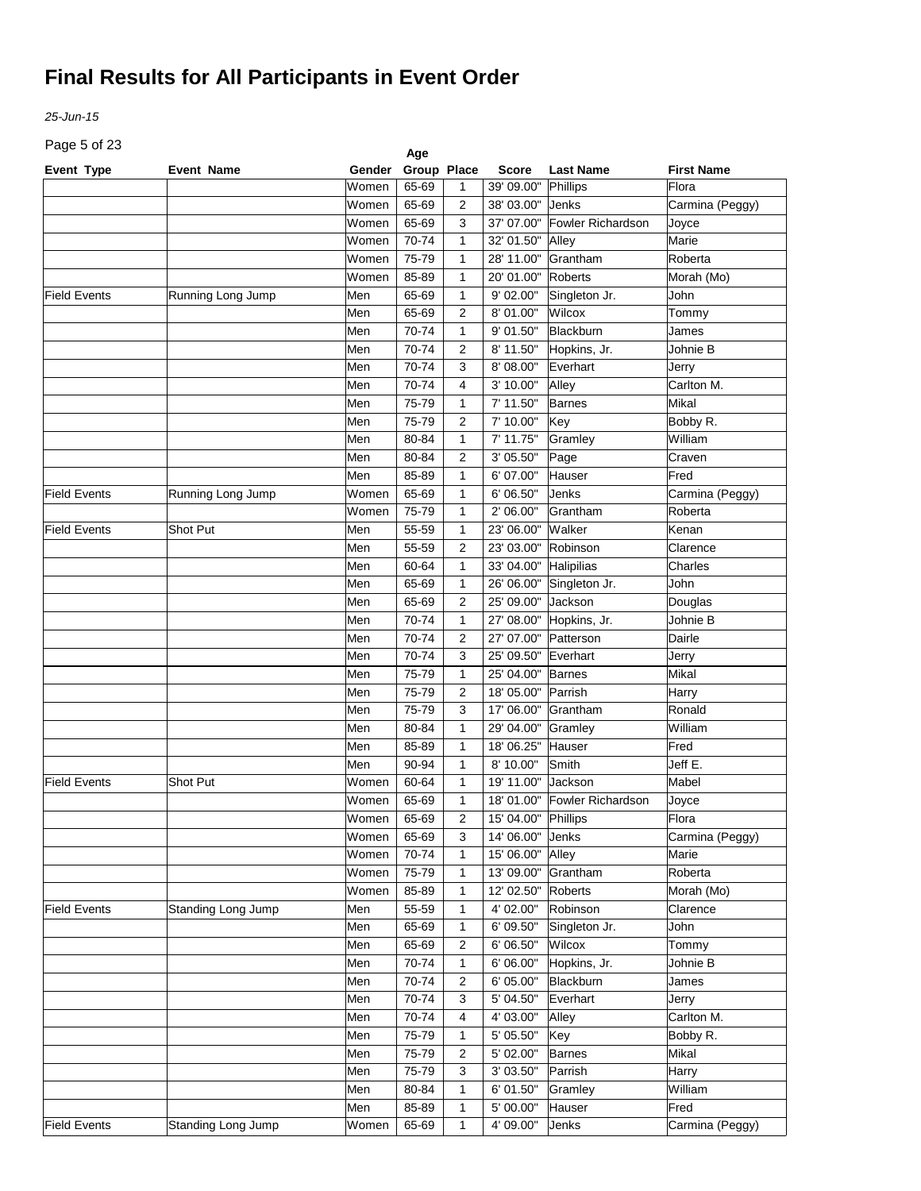# Final Results for All Participants in Event Order

*25-Jun-15*

| Event Type | Event Name | Gender | Age Group | Place | Score | Last Name | First Name |
|---|---|---|---|---|---|---|---|
| | | Women | 65-69 | 1 | 39' 09.00" | Phillips | Flora |
| | | Women | 65-69 | 2 | 38' 03.00" | Jenks | Carmina (Peggy) |
| | | Women | 65-69 | 3 | 37' 07.00" | Fowler Richardson | Joyce |
| | | Women | 70-74 | 1 | 32' 01.50" | Alley | Marie |
| | | Women | 75-79 | 1 | 28' 11.00" | Grantham | Roberta |
| | | Women | 85-89 | 1 | 20' 01.00" | Roberts | Morah (Mo) |
| Field Events | Running Long Jump | Men | 65-69 | 1 | 9' 02.00" | Singleton Jr. | John |
| | | Men | 65-69 | 2 | 8' 01.00" | Wilcox | Tommy |
| | | Men | 70-74 | 1 | 9' 01.50" | Blackburn | James |
| | | Men | 70-74 | 2 | 8' 11.50" | Hopkins, Jr. | Johnie B |
| | | Men | 70-74 | 3 | 8' 08.00" | Everhart | Jerry |
| | | Men | 70-74 | 4 | 3' 10.00" | Alley | Carlton M. |
| | | Men | 75-79 | 1 | 7' 11.50" | Barnes | Mikal |
| | | Men | 75-79 | 2 | 7' 10.00" | Key | Bobby R. |
| | | Men | 80-84 | 1 | 7' 11.75" | Gramley | William |
| | | Men | 80-84 | 2 | 3' 05.50" | Page | Craven |
| | | Men | 85-89 | 1 | 6' 07.00" | Hauser | Fred |
| Field Events | Running Long Jump | Women | 65-69 | 1 | 6' 06.50" | Jenks | Carmina (Peggy) |
| | | Women | 75-79 | 1 | 2' 06.00" | Grantham | Roberta |
| Field Events | Shot Put | Men | 55-59 | 1 | 23' 06.00" | Walker | Kenan |
| | | Men | 55-59 | 2 | 23' 03.00" | Robinson | Clarence |
| | | Men | 60-64 | 1 | 33' 04.00" | Halipilias | Charles |
| | | Men | 65-69 | 1 | 26' 06.00" | Singleton Jr. | John |
| | | Men | 65-69 | 2 | 25' 09.00" | Jackson | Douglas |
| | | Men | 70-74 | 1 | 27' 08.00" | Hopkins, Jr. | Johnie B |
| | | Men | 70-74 | 2 | 27' 07.00" | Patterson | Dairle |
| | | Men | 70-74 | 3 | 25' 09.50" | Everhart | Jerry |
| | | Men | 75-79 | 1 | 25' 04.00" | Barnes | Mikal |
| | | Men | 75-79 | 2 | 18' 05.00" | Parrish | Harry |
| | | Men | 75-79 | 3 | 17' 06.00" | Grantham | Ronald |
| | | Men | 80-84 | 1 | 29' 04.00" | Gramley | William |
| | | Men | 85-89 | 1 | 18' 06.25" | Hauser | Fred |
| | | Men | 90-94 | 1 | 8' 10.00" | Smith | Jeff E. |
| Field Events | Shot Put | Women | 60-64 | 1 | 19' 11.00" | Jackson | Mabel |
| | | Women | 65-69 | 1 | 18' 01.00" | Fowler Richardson | Joyce |
| | | Women | 65-69 | 2 | 15' 04.00" | Phillips | Flora |
| | | Women | 65-69 | 3 | 14' 06.00" | Jenks | Carmina (Peggy) |
| | | Women | 70-74 | 1 | 15' 06.00" | Alley | Marie |
| | | Women | 75-79 | 1 | 13' 09.00" | Grantham | Roberta |
| | | Women | 85-89 | 1 | 12' 02.50" | Roberts | Morah (Mo) |
| Field Events | Standing Long Jump | Men | 55-59 | 1 | 4' 02.00" | Robinson | Clarence |
| | | Men | 65-69 | 1 | 6' 09.50" | Singleton Jr. | John |
| | | Men | 65-69 | 2 | 6' 06.50" | Wilcox | Tommy |
| | | Men | 70-74 | 1 | 6' 06.00" | Hopkins, Jr. | Johnie B |
| | | Men | 70-74 | 2 | 6' 05.00" | Blackburn | James |
| | | Men | 70-74 | 3 | 5' 04.50" | Everhart | Jerry |
| | | Men | 70-74 | 4 | 4' 03.00" | Alley | Carlton M. |
| | | Men | 75-79 | 1 | 5' 05.50" | Key | Bobby R. |
| | | Men | 75-79 | 2 | 5' 02.00" | Barnes | Mikal |
| | | Men | 75-79 | 3 | 3' 03.50" | Parrish | Harry |
| | | Men | 80-84 | 1 | 6' 01.50" | Gramley | William |
| | | Men | 85-89 | 1 | 5' 00.00" | Hauser | Fred |
| Field Events | Standing Long Jump | Women | 65-69 | 1 | 4' 09.00" | Jenks | Carmina (Peggy) |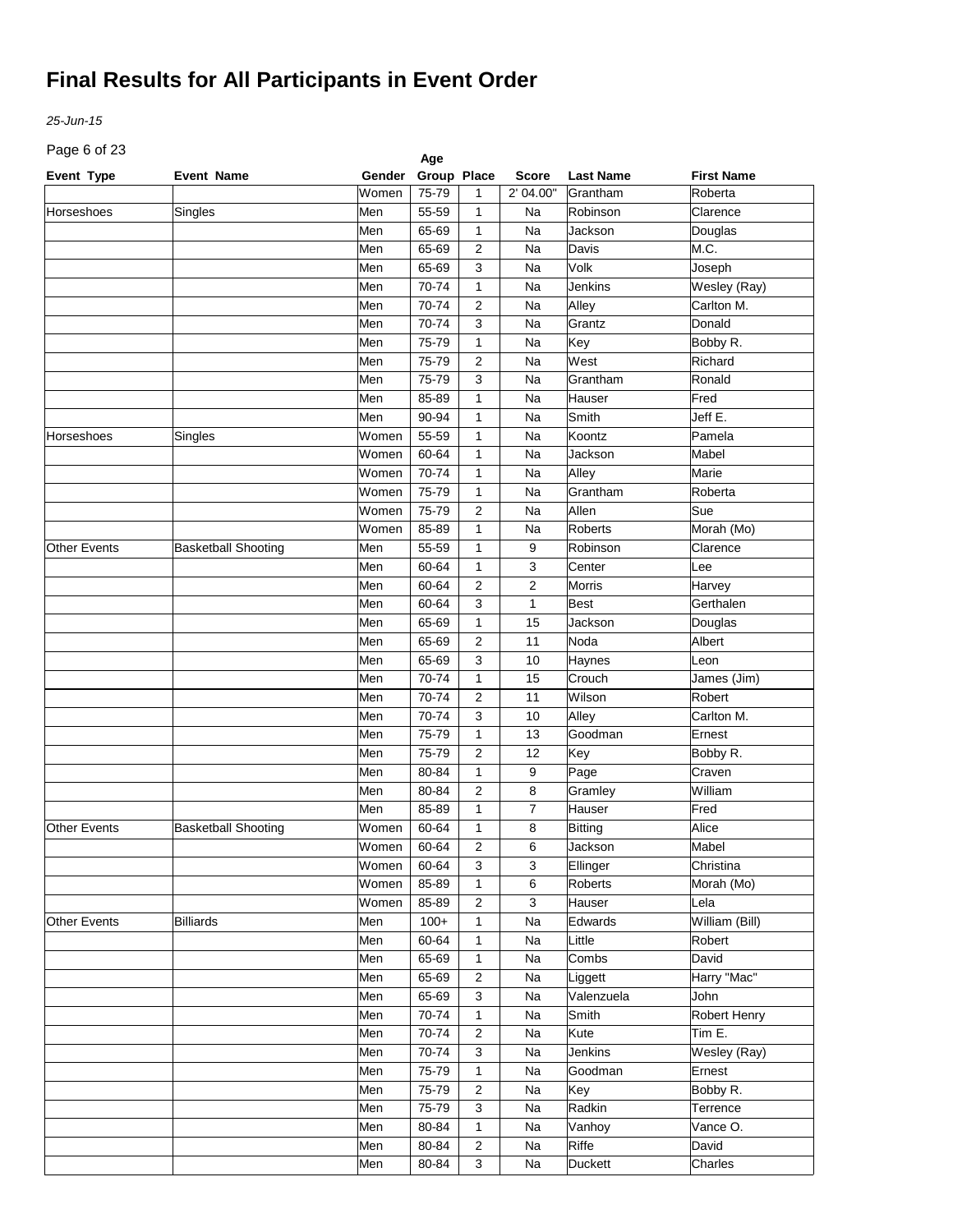# Final Results for All Participants in Event Order

*25-Jun-15*

| Event Type | Event Name | Gender | Age Group | Place | Score | Last Name | First Name |
|---|---|---|---|---|---|---|---|
| | | Women | 75-79 | 1 | 2' 04.00" | Grantham | Roberta |
| Horseshoes | Singles | Men | 55-59 | 1 | Na | Robinson | Clarence |
| | | Men | 65-69 | 1 | Na | Jackson | Douglas |
| | | Men | 65-69 | 2 | Na | Davis | M.C. |
| | | Men | 65-69 | 3 | Na | Volk | Joseph |
| | | Men | 70-74 | 1 | Na | Jenkins | Wesley (Ray) |
| | | Men | 70-74 | 2 | Na | Alley | Carlton M. |
| | | Men | 70-74 | 3 | Na | Grantz | Donald |
| | | Men | 75-79 | 1 | Na | Key | Bobby R. |
| | | Men | 75-79 | 2 | Na | West | Richard |
| | | Men | 75-79 | 3 | Na | Grantham | Ronald |
| | | Men | 85-89 | 1 | Na | Hauser | Fred |
| | | Men | 90-94 | 1 | Na | Smith | Jeff E. |
| Horseshoes | Singles | Women | 55-59 | 1 | Na | Koontz | Pamela |
| | | Women | 60-64 | 1 | Na | Jackson | Mabel |
| | | Women | 70-74 | 1 | Na | Alley | Marie |
| | | Women | 75-79 | 1 | Na | Grantham | Roberta |
| | | Women | 75-79 | 2 | Na | Allen | Sue |
| | | Women | 85-89 | 1 | Na | Roberts | Morah (Mo) |
| Other Events | Basketball Shooting | Men | 55-59 | 1 | 9 | Robinson | Clarence |
| | | Men | 60-64 | 1 | 3 | Center | Lee |
| | | Men | 60-64 | 2 | 2 | Morris | Harvey |
| | | Men | 60-64 | 3 | 1 | Best | Gerthalen |
| | | Men | 65-69 | 1 | 15 | Jackson | Douglas |
| | | Men | 65-69 | 2 | 11 | Noda | Albert |
| | | Men | 65-69 | 3 | 10 | Haynes | Leon |
| | | Men | 70-74 | 1 | 15 | Crouch | James (Jim) |
| | | Men | 70-74 | 2 | 11 | Wilson | Robert |
| | | Men | 70-74 | 3 | 10 | Alley | Carlton M. |
| | | Men | 75-79 | 1 | 13 | Goodman | Ernest |
| | | Men | 75-79 | 2 | 12 | Key | Bobby R. |
| | | Men | 80-84 | 1 | 9 | Page | Craven |
| | | Men | 80-84 | 2 | 8 | Gramley | William |
| | | Men | 85-89 | 1 | 7 | Hauser | Fred |
| Other Events | Basketball Shooting | Women | 60-64 | 1 | 8 | Bitting | Alice |
| | | Women | 60-64 | 2 | 6 | Jackson | Mabel |
| | | Women | 60-64 | 3 | 3 | Ellinger | Christina |
| | | Women | 85-89 | 1 | 6 | Roberts | Morah (Mo) |
| | | Women | 85-89 | 2 | 3 | Hauser | Lela |
| Other Events | Billiards | Men | 100+ | 1 | Na | Edwards | William (Bill) |
| | | Men | 60-64 | 1 | Na | Little | Robert |
| | | Men | 65-69 | 1 | Na | Combs | David |
| | | Men | 65-69 | 2 | Na | Liggett | Harry "Mac" |
| | | Men | 65-69 | 3 | Na | Valenzuela | John |
| | | Men | 70-74 | 1 | Na | Smith | Robert Henry |
| | | Men | 70-74 | 2 | Na | Kute | Tim E. |
| | | Men | 70-74 | 3 | Na | Jenkins | Wesley (Ray) |
| | | Men | 75-79 | 1 | Na | Goodman | Ernest |
| | | Men | 75-79 | 2 | Na | Key | Bobby R. |
| | | Men | 75-79 | 3 | Na | Radkin | Terrence |
| | | Men | 80-84 | 1 | Na | Vanhoy | Vance O. |
| | | Men | 80-84 | 2 | Na | Riffe | David |
| | | Men | 80-84 | 3 | Na | Duckett | Charles |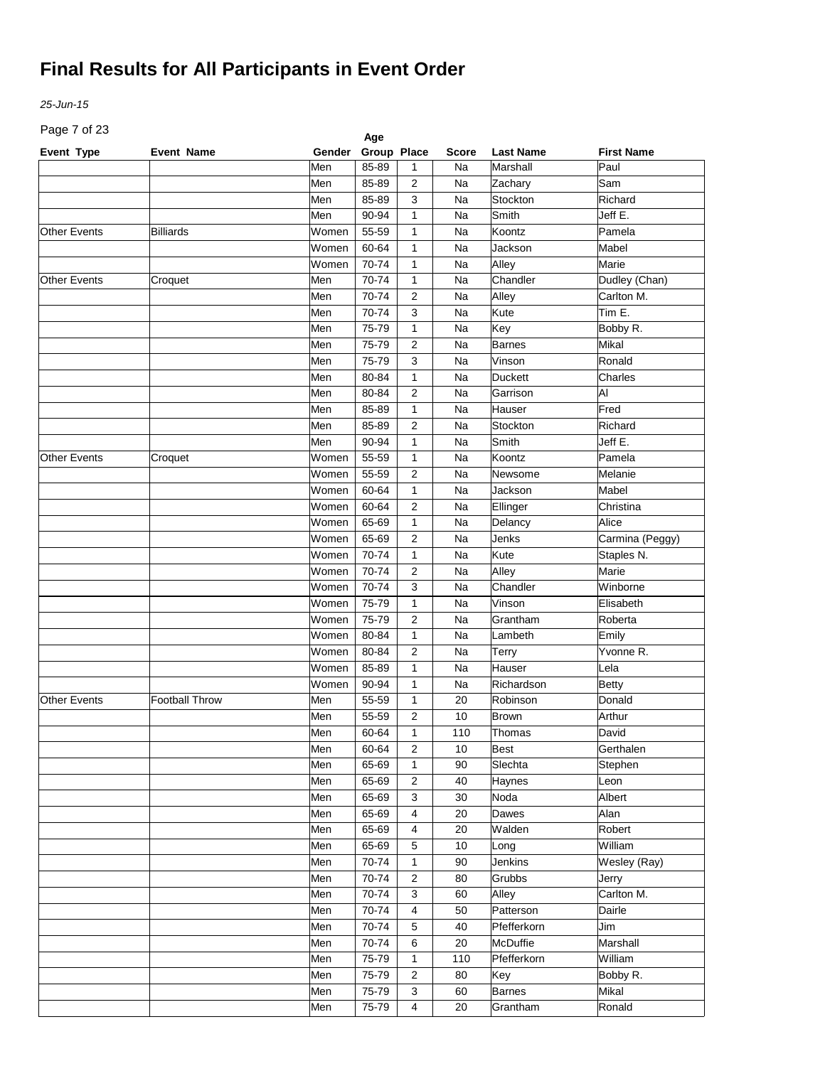# Final Results for All Participants in Event Order

*25-Jun-15*

| Event Type | Event Name | Gender | Age Group | Place | Score | Last Name | First Name |
|---|---|---|---|---|---|---|---|
| | | Men | 85-89 | 1 | Na | Marshall | Paul |
| | | Men | 85-89 | 2 | Na | Zachary | Sam |
| | | Men | 85-89 | 3 | Na | Stockton | Richard |
| | | Men | 90-94 | 1 | Na | Smith | Jeff E. |
| Other Events | Billiards | Women | 55-59 | 1 | Na | Koontz | Pamela |
| | | Women | 60-64 | 1 | Na | Jackson | Mabel |
| | | Women | 70-74 | 1 | Na | Alley | Marie |
| Other Events | Croquet | Men | 70-74 | 1 | Na | Chandler | Dudley (Chan) |
| | | Men | 70-74 | 2 | Na | Alley | Carlton M. |
| | | Men | 70-74 | 3 | Na | Kute | Tim E. |
| | | Men | 75-79 | 1 | Na | Key | Bobby R. |
| | | Men | 75-79 | 2 | Na | Barnes | Mikal |
| | | Men | 75-79 | 3 | Na | Vinson | Ronald |
| | | Men | 80-84 | 1 | Na | Duckett | Charles |
| | | Men | 80-84 | 2 | Na | Garrison | Al |
| | | Men | 85-89 | 1 | Na | Hauser | Fred |
| | | Men | 85-89 | 2 | Na | Stockton | Richard |
| | | Men | 90-94 | 1 | Na | Smith | Jeff E. |
| Other Events | Croquet | Women | 55-59 | 1 | Na | Koontz | Pamela |
| | | Women | 55-59 | 2 | Na | Newsome | Melanie |
| | | Women | 60-64 | 1 | Na | Jackson | Mabel |
| | | Women | 60-64 | 2 | Na | Ellinger | Christina |
| | | Women | 65-69 | 1 | Na | Delancy | Alice |
| | | Women | 65-69 | 2 | Na | Jenks | Carmina (Peggy) |
| | | Women | 70-74 | 1 | Na | Kute | Staples N. |
| | | Women | 70-74 | 2 | Na | Alley | Marie |
| | | Women | 70-74 | 3 | Na | Chandler | Winborne |
| | | Women | 75-79 | 1 | Na | Vinson | Elisabeth |
| | | Women | 75-79 | 2 | Na | Grantham | Roberta |
| | | Women | 80-84 | 1 | Na | Lambeth | Emily |
| | | Women | 80-84 | 2 | Na | Terry | Yvonne R. |
| | | Women | 85-89 | 1 | Na | Hauser | Lela |
| | | Women | 90-94 | 1 | Na | Richardson | Betty |
| Other Events | Football Throw | Men | 55-59 | 1 | 20 | Robinson | Donald |
| | | Men | 55-59 | 2 | 10 | Brown | Arthur |
| | | Men | 60-64 | 1 | 110 | Thomas | David |
| | | Men | 60-64 | 2 | 10 | Best | Gerthalen |
| | | Men | 65-69 | 1 | 90 | Slechta | Stephen |
| | | Men | 65-69 | 2 | 40 | Haynes | Leon |
| | | Men | 65-69 | 3 | 30 | Noda | Albert |
| | | Men | 65-69 | 4 | 20 | Dawes | Alan |
| | | Men | 65-69 | 4 | 20 | Walden | Robert |
| | | Men | 65-69 | 5 | 10 | Long | William |
| | | Men | 70-74 | 1 | 90 | Jenkins | Wesley (Ray) |
| | | Men | 70-74 | 2 | 80 | Grubbs | Jerry |
| | | Men | 70-74 | 3 | 60 | Alley | Carlton M. |
| | | Men | 70-74 | 4 | 50 | Patterson | Dairle |
| | | Men | 70-74 | 5 | 40 | Pfefferkorn | Jim |
| | | Men | 70-74 | 6 | 20 | McDuffie | Marshall |
| | | Men | 75-79 | 1 | 110 | Pfefferkorn | William |
| | | Men | 75-79 | 2 | 80 | Key | Bobby R. |
| | | Men | 75-79 | 3 | 60 | Barnes | Mikal |
| | | Men | 75-79 | 4 | 20 | Grantham | Ronald |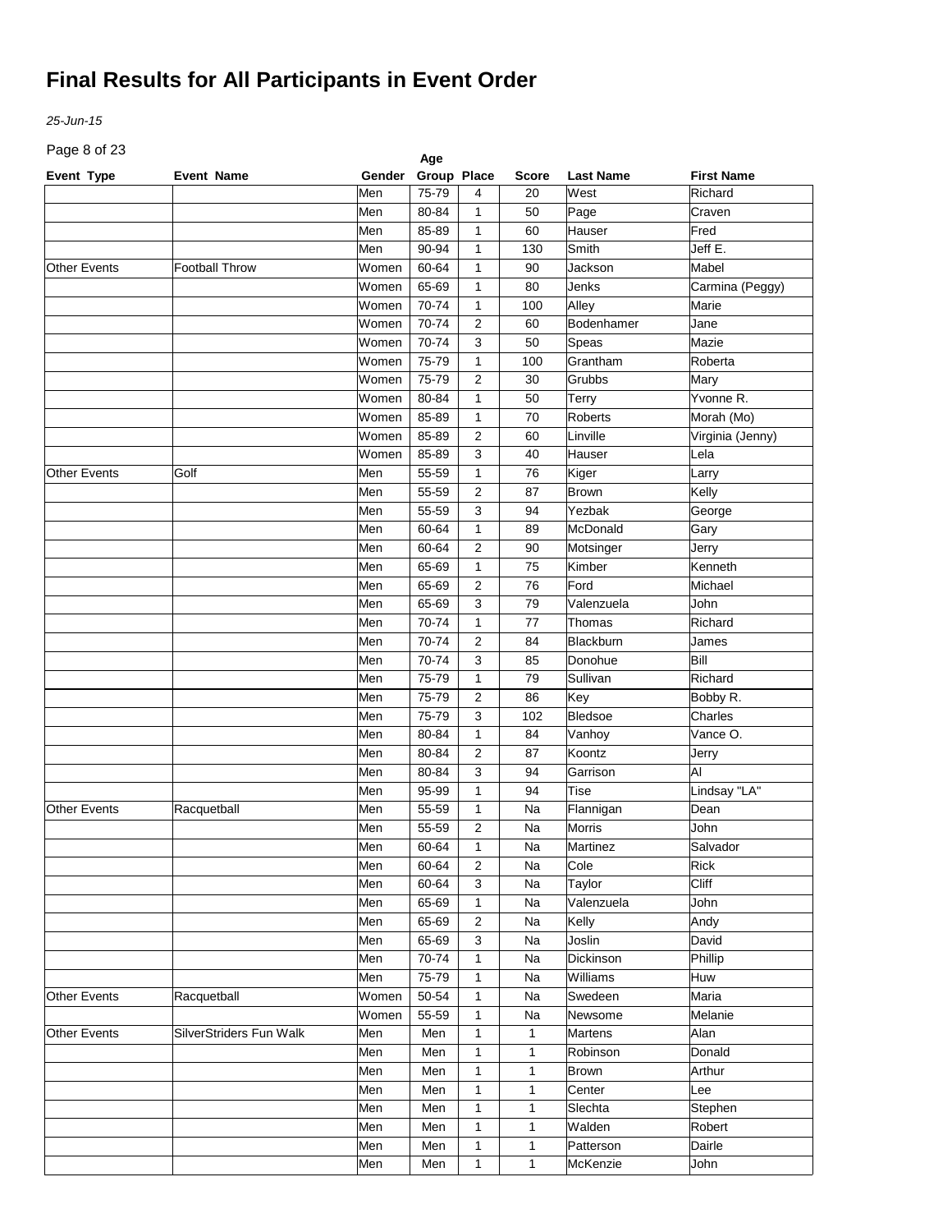# Final Results for All Participants in Event Order

*25-Jun-15*

| Event Type | Event Name | Gender | Age Group | Place | Score | Last Name | First Name |
|---|---|---|---|---|---|---|---|
| | | Men | 75-79 | 4 | 20 | West | Richard |
| | | Men | 80-84 | 1 | 50 | Page | Craven |
| | | Men | 85-89 | 1 | 60 | Hauser | Fred |
| | | Men | 90-94 | 1 | 130 | Smith | Jeff E. |
| Other Events | Football Throw | Women | 60-64 | 1 | 90 | Jackson | Mabel |
| | | Women | 65-69 | 1 | 80 | Jenks | Carmina (Peggy) |
| | | Women | 70-74 | 1 | 100 | Alley | Marie |
| | | Women | 70-74 | 2 | 60 | Bodenhamer | Jane |
| | | Women | 70-74 | 3 | 50 | Speas | Mazie |
| | | Women | 75-79 | 1 | 100 | Grantham | Roberta |
| | | Women | 75-79 | 2 | 30 | Grubbs | Mary |
| | | Women | 80-84 | 1 | 50 | Terry | Yvonne R. |
| | | Women | 85-89 | 1 | 70 | Roberts | Morah (Mo) |
| | | Women | 85-89 | 2 | 60 | Linville | Virginia (Jenny) |
| | | Women | 85-89 | 3 | 40 | Hauser | Lela |
| Other Events | Golf | Men | 55-59 | 1 | 76 | Kiger | Larry |
| | | Men | 55-59 | 2 | 87 | Brown | Kelly |
| | | Men | 55-59 | 3 | 94 | Yezbak | George |
| | | Men | 60-64 | 1 | 89 | McDonald | Gary |
| | | Men | 60-64 | 2 | 90 | Motsinger | Jerry |
| | | Men | 65-69 | 1 | 75 | Kimber | Kenneth |
| | | Men | 65-69 | 2 | 76 | Ford | Michael |
| | | Men | 65-69 | 3 | 79 | Valenzuela | John |
| | | Men | 70-74 | 1 | 77 | Thomas | Richard |
| | | Men | 70-74 | 2 | 84 | Blackburn | James |
| | | Men | 70-74 | 3 | 85 | Donohue | Bill |
| | | Men | 75-79 | 1 | 79 | Sullivan | Richard |
| | | Men | 75-79 | 2 | 86 | Key | Bobby R. |
| | | Men | 75-79 | 3 | 102 | Bledsoe | Charles |
| | | Men | 80-84 | 1 | 84 | Vanhoy | Vance O. |
| | | Men | 80-84 | 2 | 87 | Koontz | Jerry |
| | | Men | 80-84 | 3 | 94 | Garrison | Al |
| | | Men | 95-99 | 1 | 94 | Tise | Lindsay "LA" |
| Other Events | Racquetball | Men | 55-59 | 1 | Na | Flannigan | Dean |
| | | Men | 55-59 | 2 | Na | Morris | John |
| | | Men | 60-64 | 1 | Na | Martinez | Salvador |
| | | Men | 60-64 | 2 | Na | Cole | Rick |
| | | Men | 60-64 | 3 | Na | Taylor | Cliff |
| | | Men | 65-69 | 1 | Na | Valenzuela | John |
| | | Men | 65-69 | 2 | Na | Kelly | Andy |
| | | Men | 65-69 | 3 | Na | Joslin | David |
| | | Men | 70-74 | 1 | Na | Dickinson | Phillip |
| | | Men | 75-79 | 1 | Na | Williams | Huw |
| Other Events | Racquetball | Women | 50-54 | 1 | Na | Swedeen | Maria |
| | | Women | 55-59 | 1 | Na | Newsome | Melanie |
| Other Events | SilverStriders Fun Walk | Men | Men | 1 | 1 | Martens | Alan |
| | | Men | Men | 1 | 1 | Robinson | Donald |
| | | Men | Men | 1 | 1 | Brown | Arthur |
| | | Men | Men | 1 | 1 | Center | Lee |
| | | Men | Men | 1 | 1 | Slechta | Stephen |
| | | Men | Men | 1 | 1 | Walden | Robert |
| | | Men | Men | 1 | 1 | Patterson | Dairle |
| | | Men | Men | 1 | 1 | McKenzie | John |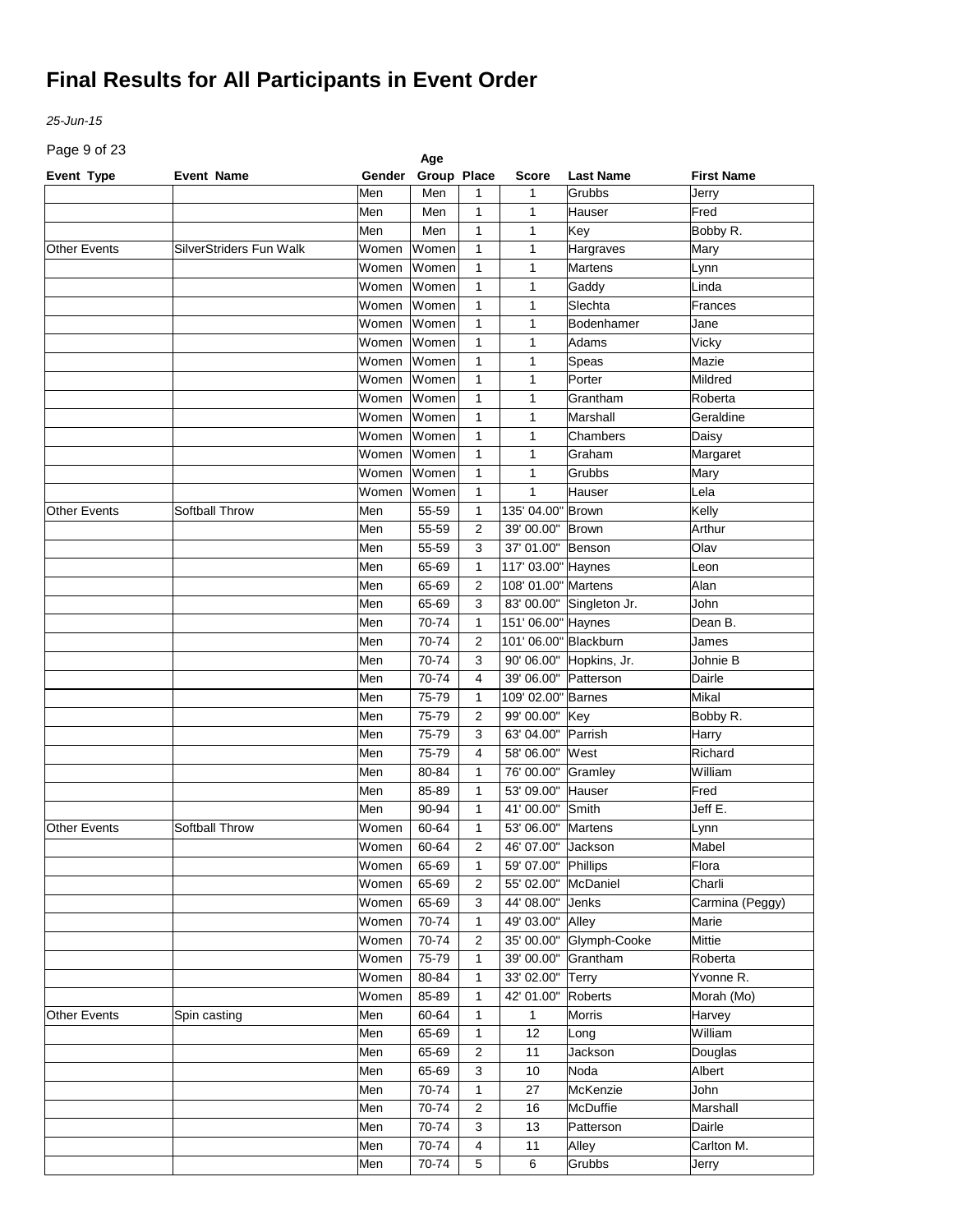# Final Results for All Participants in Event Order

*25-Jun-15*

| Event Type | Event Name | Gender | Age Group | Place | Score | Last Name | First Name |
|---|---|---|---|---|---|---|---|
| | | Men | Men | 1 | 1 | Grubbs | Jerry |
| | | Men | Men | 1 | 1 | Hauser | Fred |
| | | Men | Men | 1 | 1 | Key | Bobby R. |
| Other Events | SilverStriders Fun Walk | Women | Women | 1 | 1 | Hargraves | Mary |
| | | Women | Women | 1 | 1 | Martens | Lynn |
| | | Women | Women | 1 | 1 | Gaddy | Linda |
| | | Women | Women | 1 | 1 | Slechta | Frances |
| | | Women | Women | 1 | 1 | Bodenhamer | Jane |
| | | Women | Women | 1 | 1 | Adams | Vicky |
| | | Women | Women | 1 | 1 | Speas | Mazie |
| | | Women | Women | 1 | 1 | Porter | Mildred |
| | | Women | Women | 1 | 1 | Grantham | Roberta |
| | | Women | Women | 1 | 1 | Marshall | Geraldine |
| | | Women | Women | 1 | 1 | Chambers | Daisy |
| | | Women | Women | 1 | 1 | Graham | Margaret |
| | | Women | Women | 1 | 1 | Grubbs | Mary |
| | | Women | Women | 1 | 1 | Hauser | Lela |
| Other Events | Softball Throw | Men | 55-59 | 1 | 135' 04.00" | Brown | Kelly |
| | | Men | 55-59 | 2 | 39' 00.00" | Brown | Arthur |
| | | Men | 55-59 | 3 | 37' 01.00" | Benson | Olav |
| | | Men | 65-69 | 1 | 117' 03.00" | Haynes | Leon |
| | | Men | 65-69 | 2 | 108' 01.00" | Martens | Alan |
| | | Men | 65-69 | 3 | 83' 00.00" | Singleton Jr. | John |
| | | Men | 70-74 | 1 | 151' 06.00" | Haynes | Dean B. |
| | | Men | 70-74 | 2 | 101' 06.00" | Blackburn | James |
| | | Men | 70-74 | 3 | 90' 06.00" | Hopkins, Jr. | Johnie B |
| | | Men | 70-74 | 4 | 39' 06.00" | Patterson | Dairle |
| | | Men | 75-79 | 1 | 109' 02.00" | Barnes | Mikal |
| | | Men | 75-79 | 2 | 99' 00.00" | Key | Bobby R. |
| | | Men | 75-79 | 3 | 63' 04.00" | Parrish | Harry |
| | | Men | 75-79 | 4 | 58' 06.00" | West | Richard |
| | | Men | 80-84 | 1 | 76' 00.00" | Gramley | William |
| | | Men | 85-89 | 1 | 53' 09.00" | Hauser | Fred |
| | | Men | 90-94 | 1 | 41' 00.00" | Smith | Jeff E. |
| Other Events | Softball Throw | Women | 60-64 | 1 | 53' 06.00" | Martens | Lynn |
| | | Women | 60-64 | 2 | 46' 07.00" | Jackson | Mabel |
| | | Women | 65-69 | 1 | 59' 07.00" | Phillips | Flora |
| | | Women | 65-69 | 2 | 55' 02.00" | McDaniel | Charli |
| | | Women | 65-69 | 3 | 44' 08.00" | Jenks | Carmina (Peggy) |
| | | Women | 70-74 | 1 | 49' 03.00" | Alley | Marie |
| | | Women | 70-74 | 2 | 35' 00.00" | Glymph-Cooke | Mittie |
| | | Women | 75-79 | 1 | 39' 00.00" | Grantham | Roberta |
| | | Women | 80-84 | 1 | 33' 02.00" | Terry | Yvonne R. |
| | | Women | 85-89 | 1 | 42' 01.00" | Roberts | Morah (Mo) |
| Other Events | Spin casting | Men | 60-64 | 1 | 1 | Morris | Harvey |
| | | Men | 65-69 | 1 | 12 | Long | William |
| | | Men | 65-69 | 2 | 11 | Jackson | Douglas |
| | | Men | 65-69 | 3 | 10 | Noda | Albert |
| | | Men | 70-74 | 1 | 27 | McKenzie | John |
| | | Men | 70-74 | 2 | 16 | McDuffie | Marshall |
| | | Men | 70-74 | 3 | 13 | Patterson | Dairle |
| | | Men | 70-74 | 4 | 11 | Alley | Carlton M. |
| | | Men | 70-74 | 5 | 6 | Grubbs | Jerry |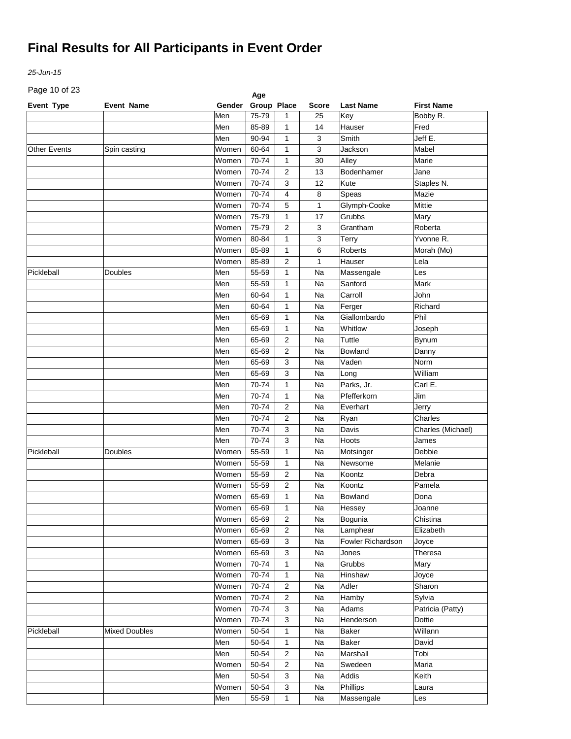# Final Results for All Participants in Event Order

*25-Jun-15*

| Event Type | Event Name | Gender | Age Group | Place | Score | Last Name | First Name |
|---|---|---|---|---|---|---|---|
| | | Men | 75-79 | 1 | 25 | Key | Bobby R. |
| | | Men | 85-89 | 1 | 14 | Hauser | Fred |
| | | Men | 90-94 | 1 | 3 | Smith | Jeff E. |
| Other Events | Spin casting | Women | 60-64 | 1 | 3 | Jackson | Mabel |
| | | Women | 70-74 | 1 | 30 | Alley | Marie |
| | | Women | 70-74 | 2 | 13 | Bodenhamer | Jane |
| | | Women | 70-74 | 3 | 12 | Kute | Staples N. |
| | | Women | 70-74 | 4 | 8 | Speas | Mazie |
| | | Women | 70-74 | 5 | 1 | Glymph-Cooke | Mittie |
| | | Women | 75-79 | 1 | 17 | Grubbs | Mary |
| | | Women | 75-79 | 2 | 3 | Grantham | Roberta |
| | | Women | 80-84 | 1 | 3 | Terry | Yvonne R. |
| | | Women | 85-89 | 1 | 6 | Roberts | Morah (Mo) |
| | | Women | 85-89 | 2 | 1 | Hauser | Lela |
| Pickleball | Doubles | Men | 55-59 | 1 | Na | Massengale | Les |
| | | Men | 55-59 | 1 | Na | Sanford | Mark |
| | | Men | 60-64 | 1 | Na | Carroll | John |
| | | Men | 60-64 | 1 | Na | Ferger | Richard |
| | | Men | 65-69 | 1 | Na | Giallombardo | Phil |
| | | Men | 65-69 | 1 | Na | Whitlow | Joseph |
| | | Men | 65-69 | 2 | Na | Tuttle | Bynum |
| | | Men | 65-69 | 2 | Na | Bowland | Danny |
| | | Men | 65-69 | 3 | Na | Vaden | Norm |
| | | Men | 65-69 | 3 | Na | Long | William |
| | | Men | 70-74 | 1 | Na | Parks, Jr. | Carl E. |
| | | Men | 70-74 | 1 | Na | Pfefferkorn | Jim |
| | | Men | 70-74 | 2 | Na | Everhart | Jerry |
| | | Men | 70-74 | 2 | Na | Ryan | Charles |
| | | Men | 70-74 | 3 | Na | Davis | Charles (Michael) |
| | | Men | 70-74 | 3 | Na | Hoots | James |
| Pickleball | Doubles | Women | 55-59 | 1 | Na | Motsinger | Debbie |
| | | Women | 55-59 | 1 | Na | Newsome | Melanie |
| | | Women | 55-59 | 2 | Na | Koontz | Debra |
| | | Women | 55-59 | 2 | Na | Koontz | Pamela |
| | | Women | 65-69 | 1 | Na | Bowland | Dona |
| | | Women | 65-69 | 1 | Na | Hessey | Joanne |
| | | Women | 65-69 | 2 | Na | Bogunia | Chistina |
| | | Women | 65-69 | 2 | Na | Lamphear | Elizabeth |
| | | Women | 65-69 | 3 | Na | Fowler Richardson | Joyce |
| | | Women | 65-69 | 3 | Na | Jones | Theresa |
| | | Women | 70-74 | 1 | Na | Grubbs | Mary |
| | | Women | 70-74 | 1 | Na | Hinshaw | Joyce |
| | | Women | 70-74 | 2 | Na | Adler | Sharon |
| | | Women | 70-74 | 2 | Na | Hamby | Sylvia |
| | | Women | 70-74 | 3 | Na | Adams | Patricia (Patty) |
| | | Women | 70-74 | 3 | Na | Henderson | Dottie |
| Pickleball | Mixed Doubles | Women | 50-54 | 1 | Na | Baker | Willann |
| | | Men | 50-54 | 1 | Na | Baker | David |
| | | Men | 50-54 | 2 | Na | Marshall | Tobi |
| | | Women | 50-54 | 2 | Na | Swedeen | Maria |
| | | Men | 50-54 | 3 | Na | Addis | Keith |
| | | Women | 50-54 | 3 | Na | Phillips | Laura |
| | | Men | 55-59 | 1 | Na | Massengale | Les |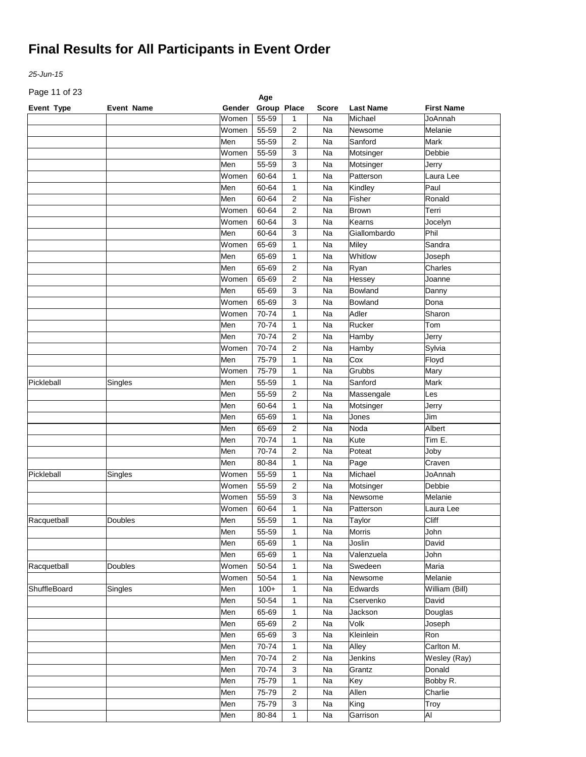# Final Results for All Participants in Event Order

*25-Jun-15*

| Event Type | Event Name | Gender | Age Group | Place | Score | Last Name | First Name |
|---|---|---|---|---|---|---|---|
| | | Women | 55-59 | 1 | Na | Michael | JoAnnah |
| | | Women | 55-59 | 2 | Na | Newsome | Melanie |
| | | Men | 55-59 | 2 | Na | Sanford | Mark |
| | | Women | 55-59 | 3 | Na | Motsinger | Debbie |
| | | Men | 55-59 | 3 | Na | Motsinger | Jerry |
| | | Women | 60-64 | 1 | Na | Patterson | Laura Lee |
| | | Men | 60-64 | 1 | Na | Kindley | Paul |
| | | Men | 60-64 | 2 | Na | Fisher | Ronald |
| | | Women | 60-64 | 2 | Na | Brown | Terri |
| | | Women | 60-64 | 3 | Na | Kearns | Jocelyn |
| | | Men | 60-64 | 3 | Na | Giallombardo | Phil |
| | | Women | 65-69 | 1 | Na | Miley | Sandra |
| | | Men | 65-69 | 1 | Na | Whitlow | Joseph |
| | | Men | 65-69 | 2 | Na | Ryan | Charles |
| | | Women | 65-69 | 2 | Na | Hessey | Joanne |
| | | Men | 65-69 | 3 | Na | Bowland | Danny |
| | | Women | 65-69 | 3 | Na | Bowland | Dona |
| | | Women | 70-74 | 1 | Na | Adler | Sharon |
| | | Men | 70-74 | 1 | Na | Rucker | Tom |
| | | Men | 70-74 | 2 | Na | Hamby | Jerry |
| | | Women | 70-74 | 2 | Na | Hamby | Sylvia |
| | | Men | 75-79 | 1 | Na | Cox | Floyd |
| | | Women | 75-79 | 1 | Na | Grubbs | Mary |
| Pickleball | Singles | Men | 55-59 | 1 | Na | Sanford | Mark |
| | | Men | 55-59 | 2 | Na | Massengale | Les |
| | | Men | 60-64 | 1 | Na | Motsinger | Jerry |
| | | Men | 65-69 | 1 | Na | Jones | Jim |
| | | Men | 65-69 | 2 | Na | Noda | Albert |
| | | Men | 70-74 | 1 | Na | Kute | Tim E. |
| | | Men | 70-74 | 2 | Na | Poteat | Joby |
| | | Men | 80-84 | 1 | Na | Page | Craven |
| Pickleball | Singles | Women | 55-59 | 1 | Na | Michael | JoAnnah |
| | | Women | 55-59 | 2 | Na | Motsinger | Debbie |
| | | Women | 55-59 | 3 | Na | Newsome | Melanie |
| | | Women | 60-64 | 1 | Na | Patterson | Laura Lee |
| Racquetball | Doubles | Men | 55-59 | 1 | Na | Taylor | Cliff |
| | | Men | 55-59 | 1 | Na | Morris | John |
| | | Men | 65-69 | 1 | Na | Joslin | David |
| | | Men | 65-69 | 1 | Na | Valenzuela | John |
| Racquetball | Doubles | Women | 50-54 | 1 | Na | Swedeen | Maria |
| | | Women | 50-54 | 1 | Na | Newsome | Melanie |
| ShuffleBoard | Singles | Men | 100+ | 1 | Na | Edwards | William (Bill) |
| | | Men | 50-54 | 1 | Na | Cservenko | David |
| | | Men | 65-69 | 1 | Na | Jackson | Douglas |
| | | Men | 65-69 | 2 | Na | Volk | Joseph |
| | | Men | 65-69 | 3 | Na | Kleinlein | Ron |
| | | Men | 70-74 | 1 | Na | Alley | Carlton M. |
| | | Men | 70-74 | 2 | Na | Jenkins | Wesley (Ray) |
| | | Men | 70-74 | 3 | Na | Grantz | Donald |
| | | Men | 75-79 | 1 | Na | Key | Bobby R. |
| | | Men | 75-79 | 2 | Na | Allen | Charlie |
| | | Men | 75-79 | 3 | Na | King | Troy |
| | | Men | 80-84 | 1 | Na | Garrison | Al |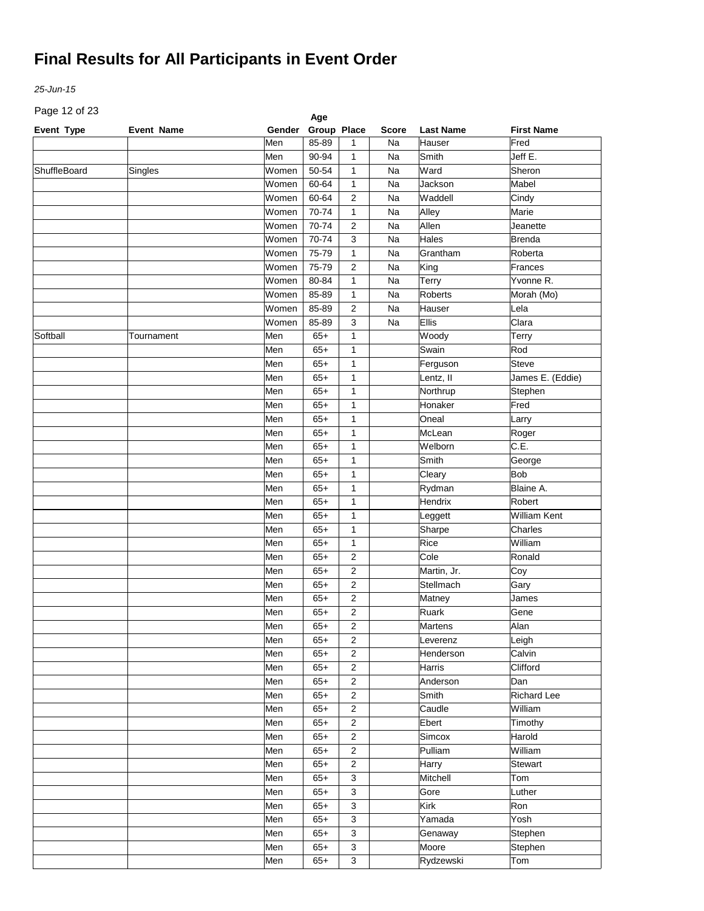# Final Results for All Participants in Event Order

*25-Jun-15*

| Event Type | Event Name | Gender | Age Group | Place | Score | Last Name | First Name |
|---|---|---|---|---|---|---|---|
| | | Men | 85-89 | 1 | Na | Hauser | Fred |
| | | Men | 90-94 | 1 | Na | Smith | Jeff E. |
| ShuffleBoard | Singles | Women | 50-54 | 1 | Na | Ward | Sheron |
| | | Women | 60-64 | 1 | Na | Jackson | Mabel |
| | | Women | 60-64 | 2 | Na | Waddell | Cindy |
| | | Women | 70-74 | 1 | Na | Alley | Marie |
| | | Women | 70-74 | 2 | Na | Allen | Jeanette |
| | | Women | 70-74 | 3 | Na | Hales | Brenda |
| | | Women | 75-79 | 1 | Na | Grantham | Roberta |
| | | Women | 75-79 | 2 | Na | King | Frances |
| | | Women | 80-84 | 1 | Na | Terry | Yvonne R. |
| | | Women | 85-89 | 1 | Na | Roberts | Morah (Mo) |
| | | Women | 85-89 | 2 | Na | Hauser | Lela |
| | | Women | 85-89 | 3 | Na | Ellis | Clara |
| Softball | Tournament | Men | 65+ | 1 | | Woody | Terry |
| | | Men | 65+ | 1 | | Swain | Rod |
| | | Men | 65+ | 1 | | Ferguson | Steve |
| | | Men | 65+ | 1 | | Lentz, II | James E. (Eddie) |
| | | Men | 65+ | 1 | | Northrup | Stephen |
| | | Men | 65+ | 1 | | Honaker | Fred |
| | | Men | 65+ | 1 | | Oneal | Larry |
| | | Men | 65+ | 1 | | McLean | Roger |
| | | Men | 65+ | 1 | | Welborn | C.E. |
| | | Men | 65+ | 1 | | Smith | George |
| | | Men | 65+ | 1 | | Cleary | Bob |
| | | Men | 65+ | 1 | | Rydman | Blaine A. |
| | | Men | 65+ | 1 | | Hendrix | Robert |
| | | Men | 65+ | 1 | | Leggett | William Kent |
| | | Men | 65+ | 1 | | Sharpe | Charles |
| | | Men | 65+ | 1 | | Rice | William |
| | | Men | 65+ | 2 | | Cole | Ronald |
| | | Men | 65+ | 2 | | Martin, Jr. | Coy |
| | | Men | 65+ | 2 | | Stellmach | Gary |
| | | Men | 65+ | 2 | | Matney | James |
| | | Men | 65+ | 2 | | Ruark | Gene |
| | | Men | 65+ | 2 | | Martens | Alan |
| | | Men | 65+ | 2 | | Leverenz | Leigh |
| | | Men | 65+ | 2 | | Henderson | Calvin |
| | | Men | 65+ | 2 | | Harris | Clifford |
| | | Men | 65+ | 2 | | Anderson | Dan |
| | | Men | 65+ | 2 | | Smith | Richard Lee |
| | | Men | 65+ | 2 | | Caudle | William |
| | | Men | 65+ | 2 | | Ebert | Timothy |
| | | Men | 65+ | 2 | | Simcox | Harold |
| | | Men | 65+ | 2 | | Pulliam | William |
| | | Men | 65+ | 2 | | Harry | Stewart |
| | | Men | 65+ | 3 | | Mitchell | Tom |
| | | Men | 65+ | 3 | | Gore | Luther |
| | | Men | 65+ | 3 | | Kirk | Ron |
| | | Men | 65+ | 3 | | Yamada | Yosh |
| | | Men | 65+ | 3 | | Genaway | Stephen |
| | | Men | 65+ | 3 | | Moore | Stephen |
| | | Men | 65+ | 3 | | Rydzewski | Tom |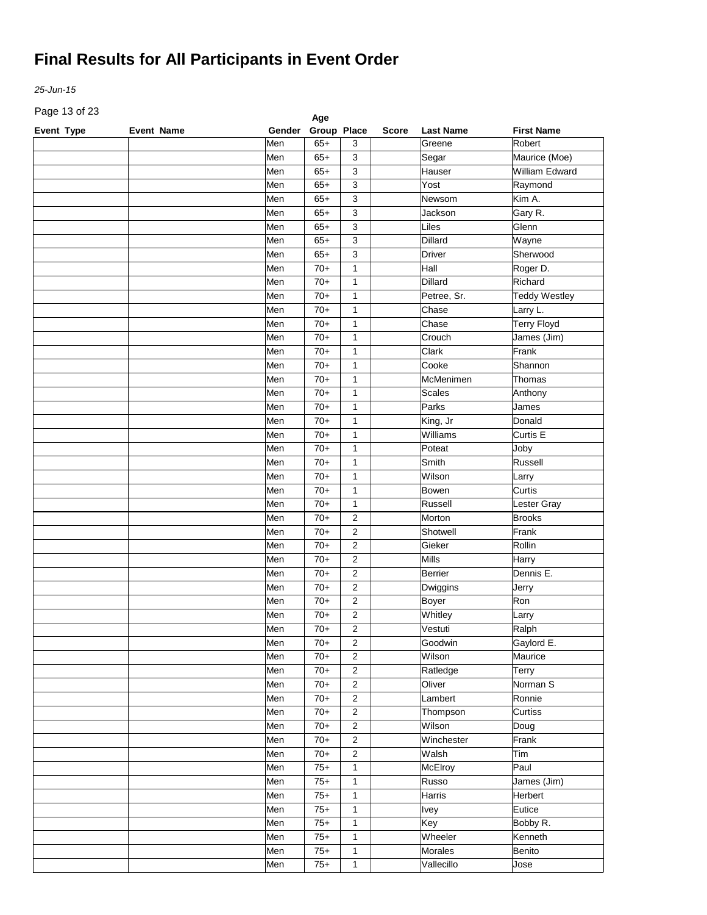# Final Results for All Participants in Event Order

*25-Jun-15*

| Event Type | Event Name | Gender | Age Group | Place | Score | Last Name | First Name |
|---|---|---|---|---|---|---|---|
| | | Men | 65+ | 3 | | Greene | Robert |
| | | Men | 65+ | 3 | | Segar | Maurice (Moe) |
| | | Men | 65+ | 3 | | Hauser | William Edward |
| | | Men | 65+ | 3 | | Yost | Raymond |
| | | Men | 65+ | 3 | | Newsom | Kim A. |
| | | Men | 65+ | 3 | | Jackson | Gary R. |
| | | Men | 65+ | 3 | | Liles | Glenn |
| | | Men | 65+ | 3 | | Dillard | Wayne |
| | | Men | 65+ | 3 | | Driver | Sherwood |
| | | Men | 70+ | 1 | | Hall | Roger D. |
| | | Men | 70+ | 1 | | Dillard | Richard |
| | | Men | 70+ | 1 | | Petree, Sr. | Teddy Westley |
| | | Men | 70+ | 1 | | Chase | Larry L. |
| | | Men | 70+ | 1 | | Chase | Terry Floyd |
| | | Men | 70+ | 1 | | Crouch | James (Jim) |
| | | Men | 70+ | 1 | | Clark | Frank |
| | | Men | 70+ | 1 | | Cooke | Shannon |
| | | Men | 70+ | 1 | | McMenimen | Thomas |
| | | Men | 70+ | 1 | | Scales | Anthony |
| | | Men | 70+ | 1 | | Parks | James |
| | | Men | 70+ | 1 | | King, Jr | Donald |
| | | Men | 70+ | 1 | | Williams | Curtis E |
| | | Men | 70+ | 1 | | Poteat | Joby |
| | | Men | 70+ | 1 | | Smith | Russell |
| | | Men | 70+ | 1 | | Wilson | Larry |
| | | Men | 70+ | 1 | | Bowen | Curtis |
| | | Men | 70+ | 1 | | Russell | Lester Gray |
| | | Men | 70+ | 2 | | Morton | Brooks |
| | | Men | 70+ | 2 | | Shotwell | Frank |
| | | Men | 70+ | 2 | | Gieker | Rollin |
| | | Men | 70+ | 2 | | Mills | Harry |
| | | Men | 70+ | 2 | | Berrier | Dennis E. |
| | | Men | 70+ | 2 | | Dwiggins | Jerry |
| | | Men | 70+ | 2 | | Boyer | Ron |
| | | Men | 70+ | 2 | | Whitley | Larry |
| | | Men | 70+ | 2 | | Vestuti | Ralph |
| | | Men | 70+ | 2 | | Goodwin | Gaylord E. |
| | | Men | 70+ | 2 | | Wilson | Maurice |
| | | Men | 70+ | 2 | | Ratledge | Terry |
| | | Men | 70+ | 2 | | Oliver | Norman S |
| | | Men | 70+ | 2 | | Lambert | Ronnie |
| | | Men | 70+ | 2 | | Thompson | Curtiss |
| | | Men | 70+ | 2 | | Wilson | Doug |
| | | Men | 70+ | 2 | | Winchester | Frank |
| | | Men | 70+ | 2 | | Walsh | Tim |
| | | Men | 75+ | 1 | | McElroy | Paul |
| | | Men | 75+ | 1 | | Russo | James (Jim) |
| | | Men | 75+ | 1 | | Harris | Herbert |
| | | Men | 75+ | 1 | | Ivey | Eutice |
| | | Men | 75+ | 1 | | Key | Bobby R. |
| | | Men | 75+ | 1 | | Wheeler | Kenneth |
| | | Men | 75+ | 1 | | Morales | Benito |
| | | Men | 75+ | 1 | | Vallecillo | Jose |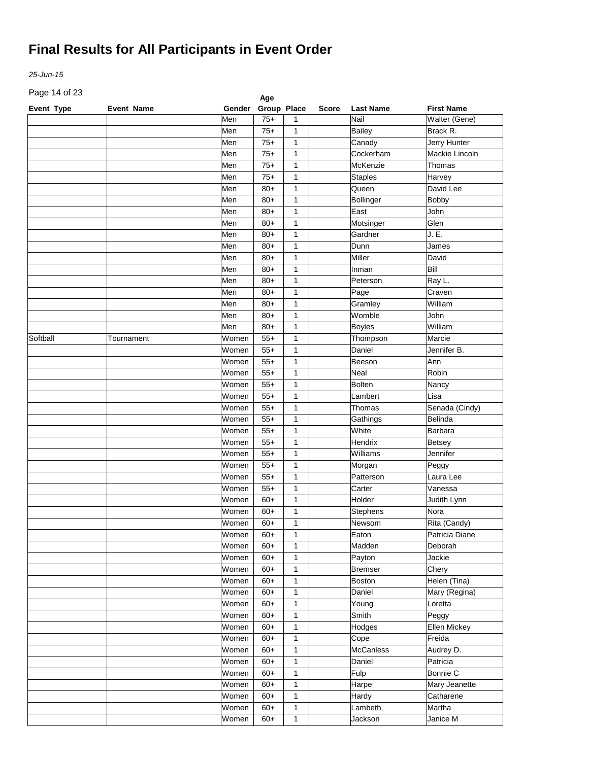# Final Results for All Participants in Event Order

*25-Jun-15*

| Event Type | Event Name | Gender | Age Group | Place | Score | Last Name | First Name |
|---|---|---|---|---|---|---|---|
| | | Men | 75+ | 1 | | Nail | Walter (Gene) |
| | | Men | 75+ | 1 | | Bailey | Brack R. |
| | | Men | 75+ | 1 | | Canady | Jerry Hunter |
| | | Men | 75+ | 1 | | Cockerham | Mackie Lincoln |
| | | Men | 75+ | 1 | | McKenzie | Thomas |
| | | Men | 75+ | 1 | | Staples | Harvey |
| | | Men | 80+ | 1 | | Queen | David Lee |
| | | Men | 80+ | 1 | | Bollinger | Bobby |
| | | Men | 80+ | 1 | | East | John |
| | | Men | 80+ | 1 | | Motsinger | Glen |
| | | Men | 80+ | 1 | | Gardner | J. E. |
| | | Men | 80+ | 1 | | Dunn | James |
| | | Men | 80+ | 1 | | Miller | David |
| | | Men | 80+ | 1 | | Inman | Bill |
| | | Men | 80+ | 1 | | Peterson | Ray L. |
| | | Men | 80+ | 1 | | Page | Craven |
| | | Men | 80+ | 1 | | Gramley | William |
| | | Men | 80+ | 1 | | Womble | John |
| | | Men | 80+ | 1 | | Boyles | William |
| Softball | Tournament | Women | 55+ | 1 | | Thompson | Marcie |
| | | Women | 55+ | 1 | | Daniel | Jennifer B. |
| | | Women | 55+ | 1 | | Beeson | Ann |
| | | Women | 55+ | 1 | | Neal | Robin |
| | | Women | 55+ | 1 | | Bolten | Nancy |
| | | Women | 55+ | 1 | | Lambert | Lisa |
| | | Women | 55+ | 1 | | Thomas | Senada (Cindy) |
| | | Women | 55+ | 1 | | Gathings | Belinda |
| | | Women | 55+ | 1 | | White | Barbara |
| | | Women | 55+ | 1 | | Hendrix | Betsey |
| | | Women | 55+ | 1 | | Williams | Jennifer |
| | | Women | 55+ | 1 | | Morgan | Peggy |
| | | Women | 55+ | 1 | | Patterson | Laura Lee |
| | | Women | 55+ | 1 | | Carter | Vanessa |
| | | Women | 60+ | 1 | | Holder | Judith Lynn |
| | | Women | 60+ | 1 | | Stephens | Nora |
| | | Women | 60+ | 1 | | Newsom | Rita (Candy) |
| | | Women | 60+ | 1 | | Eaton | Patricia Diane |
| | | Women | 60+ | 1 | | Madden | Deborah |
| | | Women | 60+ | 1 | | Payton | Jackie |
| | | Women | 60+ | 1 | | Bremser | Chery |
| | | Women | 60+ | 1 | | Boston | Helen (Tina) |
| | | Women | 60+ | 1 | | Daniel | Mary (Regina) |
| | | Women | 60+ | 1 | | Young | Loretta |
| | | Women | 60+ | 1 | | Smith | Peggy |
| | | Women | 60+ | 1 | | Hodges | Ellen Mickey |
| | | Women | 60+ | 1 | | Cope | Freida |
| | | Women | 60+ | 1 | | McCanless | Audrey D. |
| | | Women | 60+ | 1 | | Daniel | Patricia |
| | | Women | 60+ | 1 | | Fulp | Bonnie C |
| | | Women | 60+ | 1 | | Harpe | Mary Jeanette |
| | | Women | 60+ | 1 | | Hardy | Catharene |
| | | Women | 60+ | 1 | | Lambeth | Martha |
| | | Women | 60+ | 1 | | Jackson | Janice M |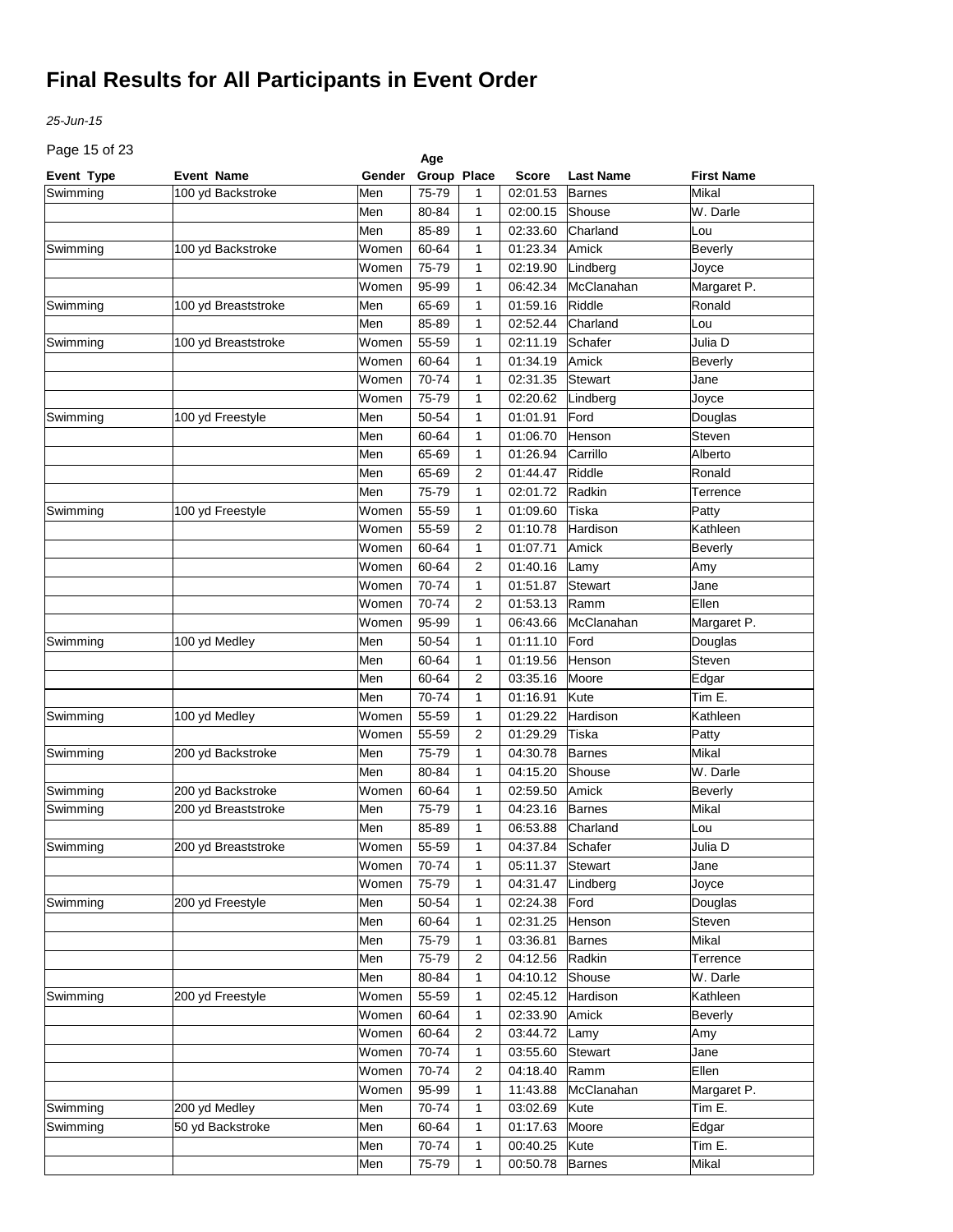# Final Results for All Participants in Event Order

*25-Jun-15*

| Event Type | Event Name | Gender | Age Group | Place | Score | Last Name | First Name |
|---|---|---|---|---|---|---|---|
| Swimming | 100 yd Backstroke | Men | 75-79 | 1 | 02:01.53 | Barnes | Mikal |
| | | Men | 80-84 | 1 | 02:00.15 | Shouse | W. Darle |
| | | Men | 85-89 | 1 | 02:33.60 | Charland | Lou |
| Swimming | 100 yd Backstroke | Women | 60-64 | 1 | 01:23.34 | Amick | Beverly |
| | | Women | 75-79 | 1 | 02:19.90 | Lindberg | Joyce |
| | | Women | 95-99 | 1 | 06:42.34 | McClanahan | Margaret P. |
| Swimming | 100 yd Breaststroke | Men | 65-69 | 1 | 01:59.16 | Riddle | Ronald |
| | | Men | 85-89 | 1 | 02:52.44 | Charland | Lou |
| Swimming | 100 yd Breaststroke | Women | 55-59 | 1 | 02:11.19 | Schafer | Julia D |
| | | Women | 60-64 | 1 | 01:34.19 | Amick | Beverly |
| | | Women | 70-74 | 1 | 02:31.35 | Stewart | Jane |
| | | Women | 75-79 | 1 | 02:20.62 | Lindberg | Joyce |
| Swimming | 100 yd Freestyle | Men | 50-54 | 1 | 01:01.91 | Ford | Douglas |
| | | Men | 60-64 | 1 | 01:06.70 | Henson | Steven |
| | | Men | 65-69 | 1 | 01:26.94 | Carrillo | Alberto |
| | | Men | 65-69 | 2 | 01:44.47 | Riddle | Ronald |
| | | Men | 75-79 | 1 | 02:01.72 | Radkin | Terrence |
| Swimming | 100 yd Freestyle | Women | 55-59 | 1 | 01:09.60 | Tiska | Patty |
| | | Women | 55-59 | 2 | 01:10.78 | Hardison | Kathleen |
| | | Women | 60-64 | 1 | 01:07.71 | Amick | Beverly |
| | | Women | 60-64 | 2 | 01:40.16 | Lamy | Amy |
| | | Women | 70-74 | 1 | 01:51.87 | Stewart | Jane |
| | | Women | 70-74 | 2 | 01:53.13 | Ramm | Ellen |
| | | Women | 95-99 | 1 | 06:43.66 | McClanahan | Margaret P. |
| Swimming | 100 yd Medley | Men | 50-54 | 1 | 01:11.10 | Ford | Douglas |
| | | Men | 60-64 | 1 | 01:19.56 | Henson | Steven |
| | | Men | 60-64 | 2 | 03:35.16 | Moore | Edgar |
| | | Men | 70-74 | 1 | 01:16.91 | Kute | Tim E. |
| Swimming | 100 yd Medley | Women | 55-59 | 1 | 01:29.22 | Hardison | Kathleen |
| | | Women | 55-59 | 2 | 01:29.29 | Tiska | Patty |
| Swimming | 200 yd Backstroke | Men | 75-79 | 1 | 04:30.78 | Barnes | Mikal |
| | | Men | 80-84 | 1 | 04:15.20 | Shouse | W. Darle |
| Swimming | 200 yd Backstroke | Women | 60-64 | 1 | 02:59.50 | Amick | Beverly |
| Swimming | 200 yd Breaststroke | Men | 75-79 | 1 | 04:23.16 | Barnes | Mikal |
| | | Men | 85-89 | 1 | 06:53.88 | Charland | Lou |
| Swimming | 200 yd Breaststroke | Women | 55-59 | 1 | 04:37.84 | Schafer | Julia D |
| | | Women | 70-74 | 1 | 05:11.37 | Stewart | Jane |
| | | Women | 75-79 | 1 | 04:31.47 | Lindberg | Joyce |
| Swimming | 200 yd Freestyle | Men | 50-54 | 1 | 02:24.38 | Ford | Douglas |
| | | Men | 60-64 | 1 | 02:31.25 | Henson | Steven |
| | | Men | 75-79 | 1 | 03:36.81 | Barnes | Mikal |
| | | Men | 75-79 | 2 | 04:12.56 | Radkin | Terrence |
| | | Men | 80-84 | 1 | 04:10.12 | Shouse | W. Darle |
| Swimming | 200 yd Freestyle | Women | 55-59 | 1 | 02:45.12 | Hardison | Kathleen |
| | | Women | 60-64 | 1 | 02:33.90 | Amick | Beverly |
| | | Women | 60-64 | 2 | 03:44.72 | Lamy | Amy |
| | | Women | 70-74 | 1 | 03:55.60 | Stewart | Jane |
| | | Women | 70-74 | 2 | 04:18.40 | Ramm | Ellen |
| | | Women | 95-99 | 1 | 11:43.88 | McClanahan | Margaret P. |
| Swimming | 200 yd Medley | Men | 70-74 | 1 | 03:02.69 | Kute | Tim E. |
| Swimming | 50 yd Backstroke | Men | 60-64 | 1 | 01:17.63 | Moore | Edgar |
| | | Men | 70-74 | 1 | 00:40.25 | Kute | Tim E. |
| | | Men | 75-79 | 1 | 00:50.78 | Barnes | Mikal |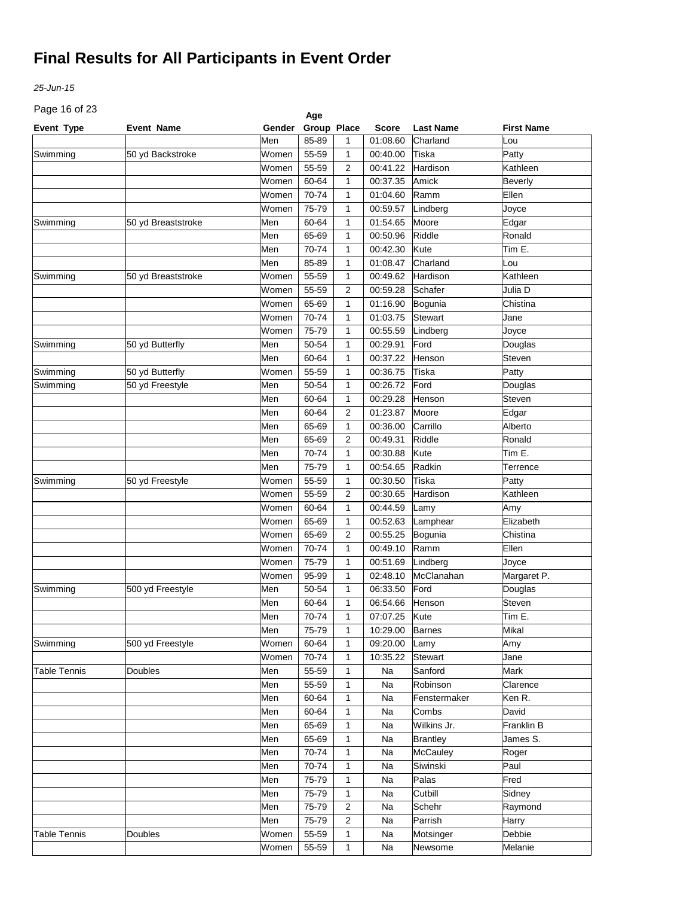# Final Results for All Participants in Event Order

*25-Jun-15*

| Event Type | Event Name | Gender | Age Group | Place | Score | Last Name | First Name |
|---|---|---|---|---|---|---|---|
| | | Men | 85-89 | 1 | 01:08.60 | Charland | Lou |
| Swimming | 50 yd Backstroke | Women | 55-59 | 1 | 00:40.00 | Tiska | Patty |
| | | Women | 55-59 | 2 | 00:41.22 | Hardison | Kathleen |
| | | Women | 60-64 | 1 | 00:37.35 | Amick | Beverly |
| | | Women | 70-74 | 1 | 01:04.60 | Ramm | Ellen |
| | | Women | 75-79 | 1 | 00:59.57 | Lindberg | Joyce |
| Swimming | 50 yd Breaststroke | Men | 60-64 | 1 | 01:54.65 | Moore | Edgar |
| | | Men | 65-69 | 1 | 00:50.96 | Riddle | Ronald |
| | | Men | 70-74 | 1 | 00:42.30 | Kute | Tim E. |
| | | Men | 85-89 | 1 | 01:08.47 | Charland | Lou |
| Swimming | 50 yd Breaststroke | Women | 55-59 | 1 | 00:49.62 | Hardison | Kathleen |
| | | Women | 55-59 | 2 | 00:59.28 | Schafer | Julia D |
| | | Women | 65-69 | 1 | 01:16.90 | Bogunia | Chistina |
| | | Women | 70-74 | 1 | 01:03.75 | Stewart | Jane |
| | | Women | 75-79 | 1 | 00:55.59 | Lindberg | Joyce |
| Swimming | 50 yd Butterfly | Men | 50-54 | 1 | 00:29.91 | Ford | Douglas |
| | | Men | 60-64 | 1 | 00:37.22 | Henson | Steven |
| Swimming | 50 yd Butterfly | Women | 55-59 | 1 | 00:36.75 | Tiska | Patty |
| Swimming | 50 yd Freestyle | Men | 50-54 | 1 | 00:26.72 | Ford | Douglas |
| | | Men | 60-64 | 1 | 00:29.28 | Henson | Steven |
| | | Men | 60-64 | 2 | 01:23.87 | Moore | Edgar |
| | | Men | 65-69 | 1 | 00:36.00 | Carrillo | Alberto |
| | | Men | 65-69 | 2 | 00:49.31 | Riddle | Ronald |
| | | Men | 70-74 | 1 | 00:30.88 | Kute | Tim E. |
| | | Men | 75-79 | 1 | 00:54.65 | Radkin | Terrence |
| Swimming | 50 yd Freestyle | Women | 55-59 | 1 | 00:30.50 | Tiska | Patty |
| | | Women | 55-59 | 2 | 00:30.65 | Hardison | Kathleen |
| | | Women | 60-64 | 1 | 00:44.59 | Lamy | Amy |
| | | Women | 65-69 | 1 | 00:52.63 | Lamphear | Elizabeth |
| | | Women | 65-69 | 2 | 00:55.25 | Bogunia | Chistina |
| | | Women | 70-74 | 1 | 00:49.10 | Ramm | Ellen |
| | | Women | 75-79 | 1 | 00:51.69 | Lindberg | Joyce |
| | | Women | 95-99 | 1 | 02:48.10 | McClanahan | Margaret P. |
| Swimming | 500 yd Freestyle | Men | 50-54 | 1 | 06:33.50 | Ford | Douglas |
| | | Men | 60-64 | 1 | 06:54.66 | Henson | Steven |
| | | Men | 70-74 | 1 | 07:07.25 | Kute | Tim E. |
| | | Men | 75-79 | 1 | 10:29.00 | Barnes | Mikal |
| Swimming | 500 yd Freestyle | Women | 60-64 | 1 | 09:20.00 | Lamy | Amy |
| | | Women | 70-74 | 1 | 10:35.22 | Stewart | Jane |
| Table Tennis | Doubles | Men | 55-59 | 1 | Na | Sanford | Mark |
| | | Men | 55-59 | 1 | Na | Robinson | Clarence |
| | | Men | 60-64 | 1 | Na | Fenstermaker | Ken R. |
| | | Men | 60-64 | 1 | Na | Combs | David |
| | | Men | 65-69 | 1 | Na | Wilkins Jr. | Franklin B |
| | | Men | 65-69 | 1 | Na | Brantley | James S. |
| | | Men | 70-74 | 1 | Na | McCauley | Roger |
| | | Men | 70-74 | 1 | Na | Siwinski | Paul |
| | | Men | 75-79 | 1 | Na | Palas | Fred |
| | | Men | 75-79 | 1 | Na | Cutbill | Sidney |
| | | Men | 75-79 | 2 | Na | Schehr | Raymond |
| | | Men | 75-79 | 2 | Na | Parrish | Harry |
| Table Tennis | Doubles | Women | 55-59 | 1 | Na | Motsinger | Debbie |
| | | Women | 55-59 | 1 | Na | Newsome | Melanie |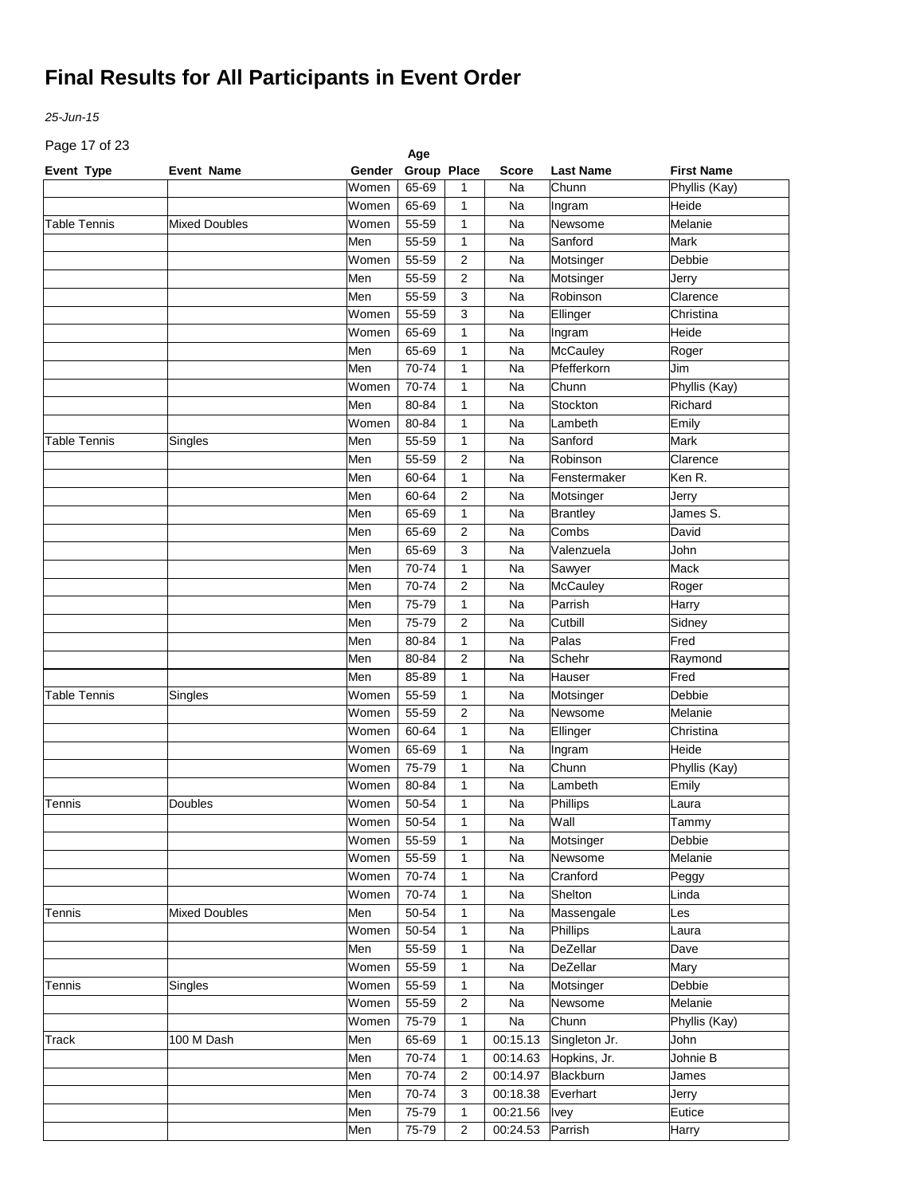# Final Results for All Participants in Event Order

*25-Jun-15*

| Event Type | Event Name | Gender | Age Group | Place | Score | Last Name | First Name |
|---|---|---|---|---|---|---|---|
| | | Women | 65-69 | 1 | Na | Chunn | Phyllis (Kay) |
| | | Women | 65-69 | 1 | Na | Ingram | Heide |
| Table Tennis | Mixed Doubles | Women | 55-59 | 1 | Na | Newsome | Melanie |
| | | Men | 55-59 | 1 | Na | Sanford | Mark |
| | | Women | 55-59 | 2 | Na | Motsinger | Debbie |
| | | Men | 55-59 | 2 | Na | Motsinger | Jerry |
| | | Men | 55-59 | 3 | Na | Robinson | Clarence |
| | | Women | 55-59 | 3 | Na | Ellinger | Christina |
| | | Women | 65-69 | 1 | Na | Ingram | Heide |
| | | Men | 65-69 | 1 | Na | McCauley | Roger |
| | | Men | 70-74 | 1 | Na | Pfefferkorn | Jim |
| | | Women | 70-74 | 1 | Na | Chunn | Phyllis (Kay) |
| | | Men | 80-84 | 1 | Na | Stockton | Richard |
| | | Women | 80-84 | 1 | Na | Lambeth | Emily |
| Table Tennis | Singles | Men | 55-59 | 1 | Na | Sanford | Mark |
| | | Men | 55-59 | 2 | Na | Robinson | Clarence |
| | | Men | 60-64 | 1 | Na | Fenstermaker | Ken R. |
| | | Men | 60-64 | 2 | Na | Motsinger | Jerry |
| | | Men | 65-69 | 1 | Na | Brantley | James S. |
| | | Men | 65-69 | 2 | Na | Combs | David |
| | | Men | 65-69 | 3 | Na | Valenzuela | John |
| | | Men | 70-74 | 1 | Na | Sawyer | Mack |
| | | Men | 70-74 | 2 | Na | McCauley | Roger |
| | | Men | 75-79 | 1 | Na | Parrish | Harry |
| | | Men | 75-79 | 2 | Na | Cutbill | Sidney |
| | | Men | 80-84 | 1 | Na | Palas | Fred |
| | | Men | 80-84 | 2 | Na | Schehr | Raymond |
| | | Men | 85-89 | 1 | Na | Hauser | Fred |
| Table Tennis | Singles | Women | 55-59 | 1 | Na | Motsinger | Debbie |
| | | Women | 55-59 | 2 | Na | Newsome | Melanie |
| | | Women | 60-64 | 1 | Na | Ellinger | Christina |
| | | Women | 65-69 | 1 | Na | Ingram | Heide |
| | | Women | 75-79 | 1 | Na | Chunn | Phyllis (Kay) |
| | | Women | 80-84 | 1 | Na | Lambeth | Emily |
| Tennis | Doubles | Women | 50-54 | 1 | Na | Phillips | Laura |
| | | Women | 50-54 | 1 | Na | Wall | Tammy |
| | | Women | 55-59 | 1 | Na | Motsinger | Debbie |
| | | Women | 55-59 | 1 | Na | Newsome | Melanie |
| | | Women | 70-74 | 1 | Na | Cranford | Peggy |
| | | Women | 70-74 | 1 | Na | Shelton | Linda |
| Tennis | Mixed Doubles | Men | 50-54 | 1 | Na | Massengale | Les |
| | | Women | 50-54 | 1 | Na | Phillips | Laura |
| | | Men | 55-59 | 1 | Na | DeZellar | Dave |
| | | Women | 55-59 | 1 | Na | DeZellar | Mary |
| Tennis | Singles | Women | 55-59 | 1 | Na | Motsinger | Debbie |
| | | Women | 55-59 | 2 | Na | Newsome | Melanie |
| | | Women | 75-79 | 1 | Na | Chunn | Phyllis (Kay) |
| Track | 100 M Dash | Men | 65-69 | 1 | 00:15.13 | Singleton Jr. | John |
| | | Men | 70-74 | 1 | 00:14.63 | Hopkins, Jr. | Johnie B |
| | | Men | 70-74 | 2 | 00:14.97 | Blackburn | James |
| | | Men | 70-74 | 3 | 00:18.38 | Everhart | Jerry |
| | | Men | 75-79 | 1 | 00:21.56 | Ivey | Eutice |
| | | Men | 75-79 | 2 | 00:24.53 | Parrish | Harry |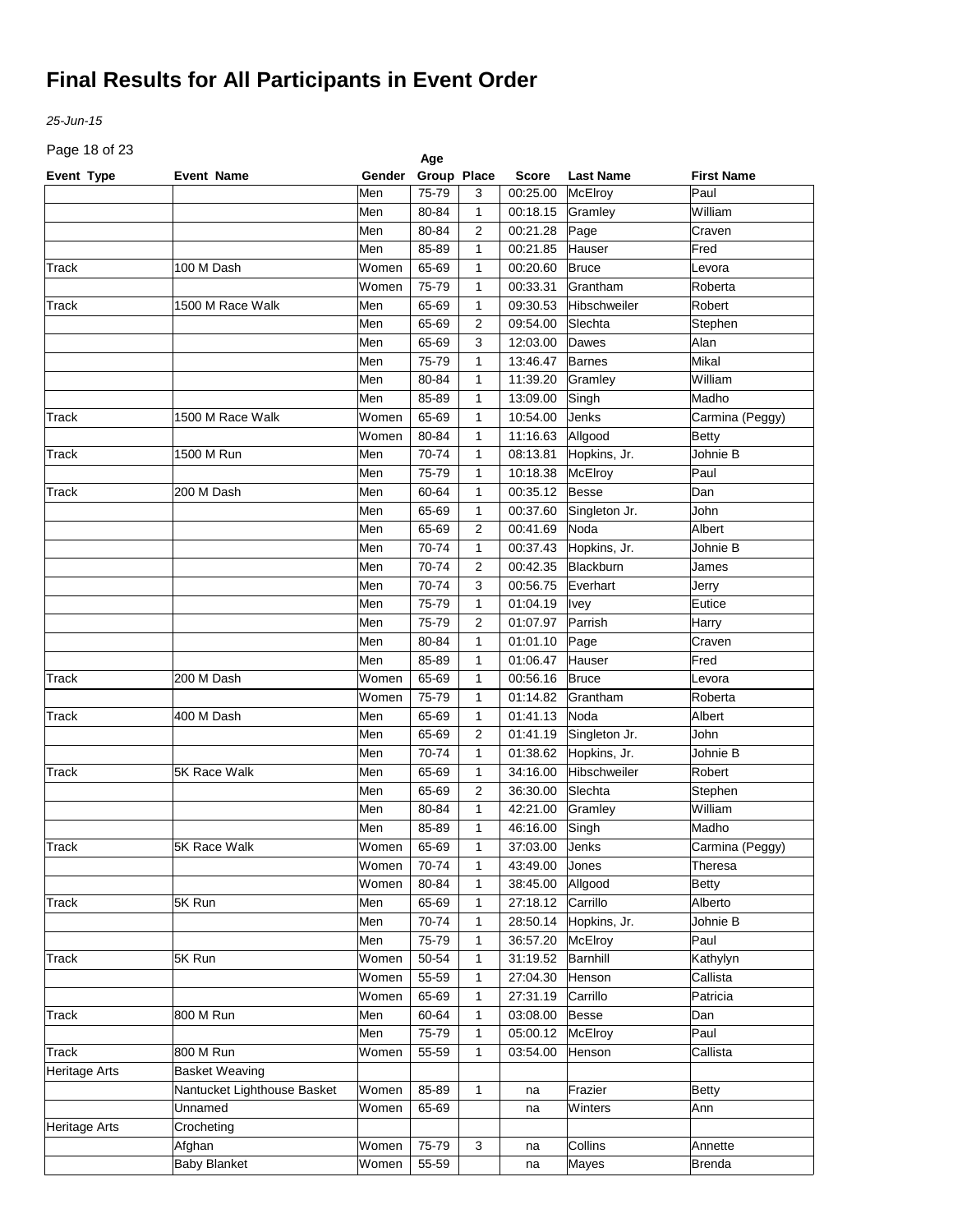# Final Results for All Participants in Event Order

*25-Jun-15*

| Event Type | Event Name | Gender | Age Group | Place | Score | Last Name | First Name |
|---|---|---|---|---|---|---|---|
| | | Men | 75-79 | 3 | 00:25.00 | McElroy | Paul |
| | | Men | 80-84 | 1 | 00:18.15 | Gramley | William |
| | | Men | 80-84 | 2 | 00:21.28 | Page | Craven |
| | | Men | 85-89 | 1 | 00:21.85 | Hauser | Fred |
| Track | 100 M Dash | Women | 65-69 | 1 | 00:20.60 | Bruce | Levora |
| | | Women | 75-79 | 1 | 00:33.31 | Grantham | Roberta |
| Track | 1500 M Race Walk | Men | 65-69 | 1 | 09:30.53 | Hibschweiler | Robert |
| | | Men | 65-69 | 2 | 09:54.00 | Slechta | Stephen |
| | | Men | 65-69 | 3 | 12:03.00 | Dawes | Alan |
| | | Men | 75-79 | 1 | 13:46.47 | Barnes | Mikal |
| | | Men | 80-84 | 1 | 11:39.20 | Gramley | William |
| | | Men | 85-89 | 1 | 13:09.00 | Singh | Madho |
| Track | 1500 M Race Walk | Women | 65-69 | 1 | 10:54.00 | Jenks | Carmina (Peggy) |
| | | Women | 80-84 | 1 | 11:16.63 | Allgood | Betty |
| Track | 1500 M Run | Men | 70-74 | 1 | 08:13.81 | Hopkins, Jr. | Johnie B |
| | | Men | 75-79 | 1 | 10:18.38 | McElroy | Paul |
| Track | 200 M Dash | Men | 60-64 | 1 | 00:35.12 | Besse | Dan |
| | | Men | 65-69 | 1 | 00:37.60 | Singleton Jr. | John |
| | | Men | 65-69 | 2 | 00:41.69 | Noda | Albert |
| | | Men | 70-74 | 1 | 00:37.43 | Hopkins, Jr. | Johnie B |
| | | Men | 70-74 | 2 | 00:42.35 | Blackburn | James |
| | | Men | 70-74 | 3 | 00:56.75 | Everhart | Jerry |
| | | Men | 75-79 | 1 | 01:04.19 | Ivey | Eutice |
| | | Men | 75-79 | 2 | 01:07.97 | Parrish | Harry |
| | | Men | 80-84 | 1 | 01:01.10 | Page | Craven |
| | | Men | 85-89 | 1 | 01:06.47 | Hauser | Fred |
| Track | 200 M Dash | Women | 65-69 | 1 | 00:56.16 | Bruce | Levora |
| | | Women | 75-79 | 1 | 01:14.82 | Grantham | Roberta |
| Track | 400 M Dash | Men | 65-69 | 1 | 01:41.13 | Noda | Albert |
| | | Men | 65-69 | 2 | 01:41.19 | Singleton Jr. | John |
| | | Men | 70-74 | 1 | 01:38.62 | Hopkins, Jr. | Johnie B |
| Track | 5K Race Walk | Men | 65-69 | 1 | 34:16.00 | Hibschweiler | Robert |
| | | Men | 65-69 | 2 | 36:30.00 | Slechta | Stephen |
| | | Men | 80-84 | 1 | 42:21.00 | Gramley | William |
| | | Men | 85-89 | 1 | 46:16.00 | Singh | Madho |
| Track | 5K Race Walk | Women | 65-69 | 1 | 37:03.00 | Jenks | Carmina (Peggy) |
| | | Women | 70-74 | 1 | 43:49.00 | Jones | Theresa |
| | | Women | 80-84 | 1 | 38:45.00 | Allgood | Betty |
| Track | 5K Run | Men | 65-69 | 1 | 27:18.12 | Carrillo | Alberto |
| | | Men | 70-74 | 1 | 28:50.14 | Hopkins, Jr. | Johnie B |
| | | Men | 75-79 | 1 | 36:57.20 | McElroy | Paul |
| Track | 5K Run | Women | 50-54 | 1 | 31:19.52 | Barnhill | Kathylyn |
| | | Women | 55-59 | 1 | 27:04.30 | Henson | Callista |
| | | Women | 65-69 | 1 | 27:31.19 | Carrillo | Patricia |
| Track | 800 M Run | Men | 60-64 | 1 | 03:08.00 | Besse | Dan |
| | | Men | 75-79 | 1 | 05:00.12 | McElroy | Paul |
| Track | 800 M Run | Women | 55-59 | 1 | 03:54.00 | Henson | Callista |
| Heritage Arts | Basket Weaving | | | | | | |
| | Nantucket Lighthouse Basket | Women | 85-89 | 1 | na | Frazier | Betty |
| | Unnamed | Women | 65-69 | | na | Winters | Ann |
| Heritage Arts | Crocheting | | | | | | |
| | Afghan | Women | 75-79 | 3 | na | Collins | Annette |
| | Baby Blanket | Women | 55-59 | | na | Mayes | Brenda |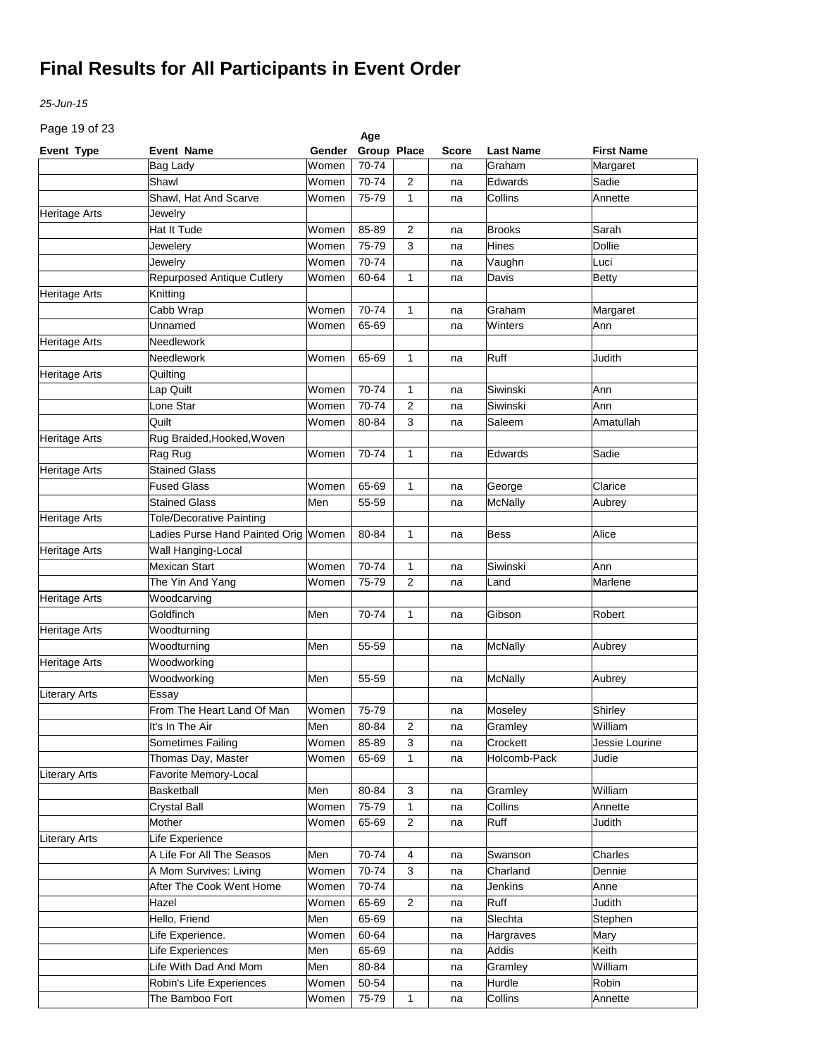# Final Results for All Participants in Event Order

*25-Jun-15*

| Event Type | Event Name | Gender | Age Group | Place | Score | Last Name | First Name |
|---|---|---|---|---|---|---|---|
| | Bag Lady | Women | 70-74 | | na | Graham | Margaret |
| | Shawl | Women | 70-74 | 2 | na | Edwards | Sadie |
| | Shawl, Hat And Scarve | Women | 75-79 | 1 | na | Collins | Annette |
| Heritage Arts | Jewelry | | | | | | |
| | Hat It Tude | Women | 85-89 | 2 | na | Brooks | Sarah |
| | Jewelery | Women | 75-79 | 3 | na | Hines | Dollie |
| | Jewelry | Women | 70-74 | | na | Vaughn | Luci |
| | Repurposed Antique Cutlery | Women | 60-64 | 1 | na | Davis | Betty |
| Heritage Arts | Knitting | | | | | | |
| | Cabb Wrap | Women | 70-74 | 1 | na | Graham | Margaret |
| | Unnamed | Women | 65-69 | | na | Winters | Ann |
| Heritage Arts | Needlework | | | | | | |
| | Needlework | Women | 65-69 | 1 | na | Ruff | Judith |
| Heritage Arts | Quilting | | | | | | |
| | Lap Quilt | Women | 70-74 | 1 | na | Siwinski | Ann |
| | Lone Star | Women | 70-74 | 2 | na | Siwinski | Ann |
| | Quilt | Women | 80-84 | 3 | na | Saleem | Amatullah |
| Heritage Arts | Rug Braided,Hooked,Woven | | | | | | |
| | Rag Rug | Women | 70-74 | 1 | na | Edwards | Sadie |
| Heritage Arts | Stained Glass | | | | | | |
| | Fused Glass | Women | 65-69 | 1 | na | George | Clarice |
| | Stained Glass | Men | 55-59 | | na | McNally | Aubrey |
| Heritage Arts | Tole/Decorative Painting | | | | | | |
| | Ladies Purse Hand Painted Orig | Women | 80-84 | 1 | na | Bess | Alice |
| Heritage Arts | Wall Hanging-Local | | | | | | |
| | Mexican Start | Women | 70-74 | 1 | na | Siwinski | Ann |
| | The Yin And Yang | Women | 75-79 | 2 | na | Land | Marlene |
| Heritage Arts | Woodcarving | | | | | | |
| | Goldfinch | Men | 70-74 | 1 | na | Gibson | Robert |
| Heritage Arts | Woodturning | | | | | | |
| | Woodturning | Men | 55-59 | | na | McNally | Aubrey |
| Heritage Arts | Woodworking | | | | | | |
| | Woodworking | Men | 55-59 | | na | McNally | Aubrey |
| Literary Arts | Essay | | | | | | |
| | From The Heart Land Of Man | Women | 75-79 | | na | Moseley | Shirley |
| | It's In The Air | Men | 80-84 | 2 | na | Gramley | William |
| | Sometimes Failing | Women | 85-89 | 3 | na | Crockett | Jessie Lourine |
| | Thomas Day, Master | Women | 65-69 | 1 | na | Holcomb-Pack | Judie |
| Literary Arts | Favorite Memory-Local | | | | | | |
| | Basketball | Men | 80-84 | 3 | na | Gramley | William |
| | Crystal Ball | Women | 75-79 | 1 | na | Collins | Annette |
| | Mother | Women | 65-69 | 2 | na | Ruff | Judith |
| Literary Arts | Life Experience | | | | | | |
| | A Life For All The Seasos | Men | 70-74 | 4 | na | Swanson | Charles |
| | A Mom Survives: Living | Women | 70-74 | 3 | na | Charland | Dennie |
| | After The Cook Went Home | Women | 70-74 | | na | Jenkins | Anne |
| | Hazel | Women | 65-69 | 2 | na | Ruff | Judith |
| | Hello, Friend | Men | 65-69 | | na | Slechta | Stephen |
| | Life Experience. | Women | 60-64 | | na | Hargraves | Mary |
| | Life Experiences | Men | 65-69 | | na | Addis | Keith |
| | Life With Dad And Mom | Men | 80-84 | | na | Gramley | William |
| | Robin's Life Experiences | Women | 50-54 | | na | Hurdle | Robin |
| | The Bamboo Fort | Women | 75-79 | 1 | na | Collins | Annette |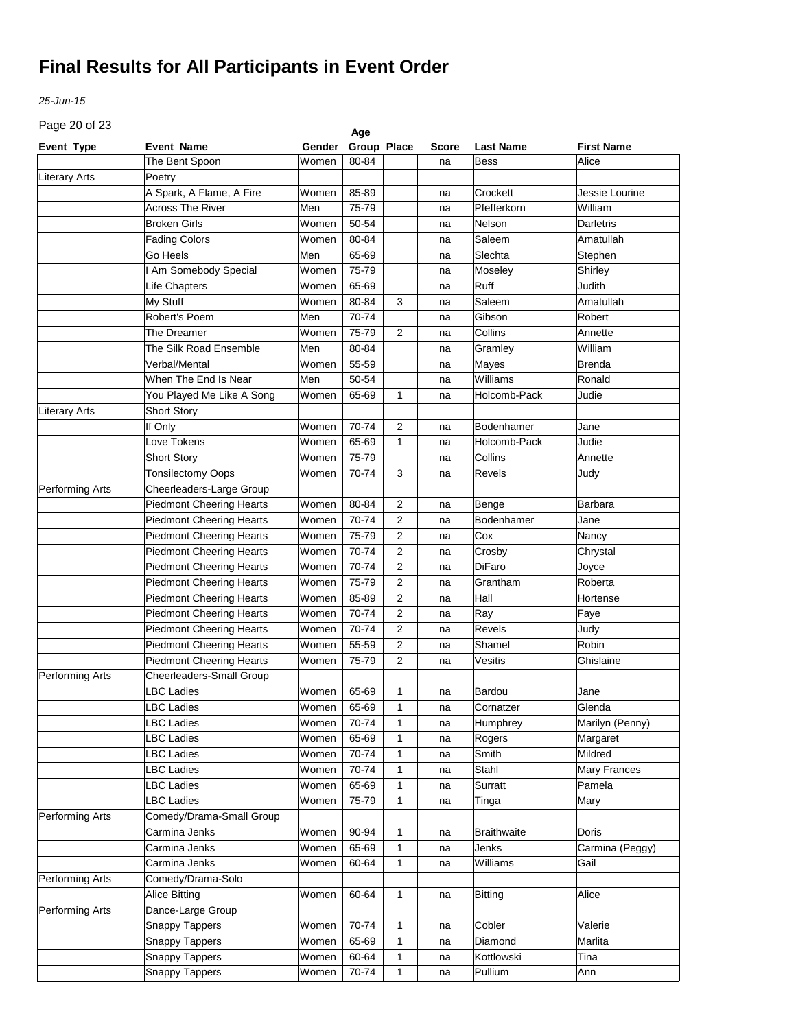# Final Results for All Participants in Event Order

*25-Jun-15*

| Event Type | Event Name | Gender | Age Group | Place | Score | Last Name | First Name |
|---|---|---|---|---|---|---|---|
| | The Bent Spoon | Women | 80-84 | | na | Bess | Alice |
| Literary Arts | Poetry | | | | | | |
| | A Spark, A Flame, A Fire | Women | 85-89 | | na | Crockett | Jessie Lourine |
| | Across The River | Men | 75-79 | | na | Pfefferkorn | William |
| | Broken Girls | Women | 50-54 | | na | Nelson | Darletris |
| | Fading Colors | Women | 80-84 | | na | Saleem | Amatullah |
| | Go Heels | Men | 65-69 | | na | Slechta | Stephen |
| | I Am Somebody Special | Women | 75-79 | | na | Moseley | Shirley |
| | Life Chapters | Women | 65-69 | | na | Ruff | Judith |
| | My Stuff | Women | 80-84 | 3 | na | Saleem | Amatullah |
| | Robert's Poem | Men | 70-74 | | na | Gibson | Robert |
| | The Dreamer | Women | 75-79 | 2 | na | Collins | Annette |
| | The Silk Road Ensemble | Men | 80-84 | | na | Gramley | William |
| | Verbal/Mental | Women | 55-59 | | na | Mayes | Brenda |
| | When The End Is Near | Men | 50-54 | | na | Williams | Ronald |
| | You Played Me Like A Song | Women | 65-69 | 1 | na | Holcomb-Pack | Judie |
| Literary Arts | Short Story | | | | | | |
| | If Only | Women | 70-74 | 2 | na | Bodenhamer | Jane |
| | Love Tokens | Women | 65-69 | 1 | na | Holcomb-Pack | Judie |
| | Short Story | Women | 75-79 | | na | Collins | Annette |
| | Tonsilectomy Oops | Women | 70-74 | 3 | na | Revels | Judy |
| Performing Arts | Cheerleaders-Large Group | | | | | | |
| | Piedmont Cheering Hearts | Women | 80-84 | 2 | na | Benge | Barbara |
| | Piedmont Cheering Hearts | Women | 70-74 | 2 | na | Bodenhamer | Jane |
| | Piedmont Cheering Hearts | Women | 75-79 | 2 | na | Cox | Nancy |
| | Piedmont Cheering Hearts | Women | 70-74 | 2 | na | Crosby | Chrystal |
| | Piedmont Cheering Hearts | Women | 70-74 | 2 | na | DiFaro | Joyce |
| | Piedmont Cheering Hearts | Women | 75-79 | 2 | na | Grantham | Roberta |
| | Piedmont Cheering Hearts | Women | 85-89 | 2 | na | Hall | Hortense |
| | Piedmont Cheering Hearts | Women | 70-74 | 2 | na | Ray | Faye |
| | Piedmont Cheering Hearts | Women | 70-74 | 2 | na | Revels | Judy |
| | Piedmont Cheering Hearts | Women | 55-59 | 2 | na | Shamel | Robin |
| | Piedmont Cheering Hearts | Women | 75-79 | 2 | na | Vesitis | Ghislaine |
| Performing Arts | Cheerleaders-Small Group | | | | | | |
| | LBC Ladies | Women | 65-69 | 1 | na | Bardou | Jane |
| | LBC Ladies | Women | 65-69 | 1 | na | Cornatzer | Glenda |
| | LBC Ladies | Women | 70-74 | 1 | na | Humphrey | Marilyn (Penny) |
| | LBC Ladies | Women | 65-69 | 1 | na | Rogers | Margaret |
| | LBC Ladies | Women | 70-74 | 1 | na | Smith | Mildred |
| | LBC Ladies | Women | 70-74 | 1 | na | Stahl | Mary Frances |
| | LBC Ladies | Women | 65-69 | 1 | na | Surratt | Pamela |
| | LBC Ladies | Women | 75-79 | 1 | na | Tinga | Mary |
| Performing Arts | Comedy/Drama-Small Group | | | | | | |
| | Carmina Jenks | Women | 90-94 | 1 | na | Braithwaite | Doris |
| | Carmina Jenks | Women | 65-69 | 1 | na | Jenks | Carmina (Peggy) |
| | Carmina Jenks | Women | 60-64 | 1 | na | Williams | Gail |
| Performing Arts | Comedy/Drama-Solo | | | | | | |
| | Alice Bitting | Women | 60-64 | 1 | na | Bitting | Alice |
| Performing Arts | Dance-Large Group | | | | | | |
| | Snappy Tappers | Women | 70-74 | 1 | na | Cobler | Valerie |
| | Snappy Tappers | Women | 65-69 | 1 | na | Diamond | Marlita |
| | Snappy Tappers | Women | 60-64 | 1 | na | Kottlowski | Tina |
| | Snappy Tappers | Women | 70-74 | 1 | na | Pullium | Ann |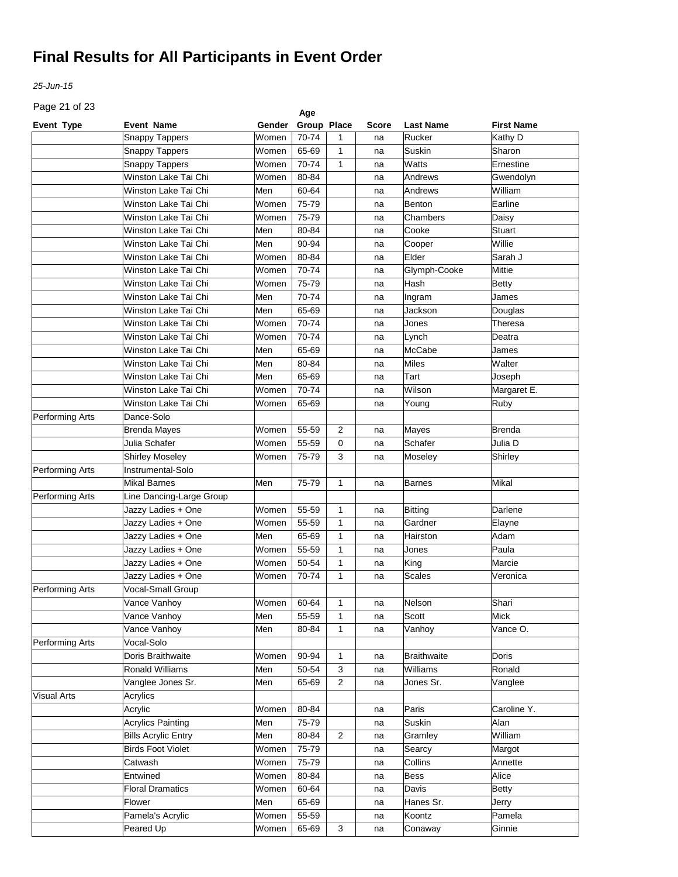# Final Results for All Participants in Event Order

*25-Jun-15*

| Event Type | Event Name | Gender | Age Group | Place | Score | Last Name | First Name |
|---|---|---|---|---|---|---|---|
| | Snappy Tappers | Women | 70-74 | 1 | na | Rucker | Kathy D |
| | Snappy Tappers | Women | 65-69 | 1 | na | Suskin | Sharon |
| | Snappy Tappers | Women | 70-74 | 1 | na | Watts | Ernestine |
| | Winston Lake Tai Chi | Women | 80-84 | | na | Andrews | Gwendolyn |
| | Winston Lake Tai Chi | Men | 60-64 | | na | Andrews | William |
| | Winston Lake Tai Chi | Women | 75-79 | | na | Benton | Earline |
| | Winston Lake Tai Chi | Women | 75-79 | | na | Chambers | Daisy |
| | Winston Lake Tai Chi | Men | 80-84 | | na | Cooke | Stuart |
| | Winston Lake Tai Chi | Men | 90-94 | | na | Cooper | Willie |
| | Winston Lake Tai Chi | Women | 80-84 | | na | Elder | Sarah J |
| | Winston Lake Tai Chi | Women | 70-74 | | na | Glymph-Cooke | Mittie |
| | Winston Lake Tai Chi | Women | 75-79 | | na | Hash | Betty |
| | Winston Lake Tai Chi | Men | 70-74 | | na | Ingram | James |
| | Winston Lake Tai Chi | Men | 65-69 | | na | Jackson | Douglas |
| | Winston Lake Tai Chi | Women | 70-74 | | na | Jones | Theresa |
| | Winston Lake Tai Chi | Women | 70-74 | | na | Lynch | Deatra |
| | Winston Lake Tai Chi | Men | 65-69 | | na | McCabe | James |
| | Winston Lake Tai Chi | Men | 80-84 | | na | Miles | Walter |
| | Winston Lake Tai Chi | Men | 65-69 | | na | Tart | Joseph |
| | Winston Lake Tai Chi | Women | 70-74 | | na | Wilson | Margaret E. |
| | Winston Lake Tai Chi | Women | 65-69 | | na | Young | Ruby |
| Performing Arts | Dance-Solo | | | | | | |
| | Brenda Mayes | Women | 55-59 | 2 | na | Mayes | Brenda |
| | Julia Schafer | Women | 55-59 | 0 | na | Schafer | Julia D |
| | Shirley Moseley | Women | 75-79 | 3 | na | Moseley | Shirley |
| Performing Arts | Instrumental-Solo | | | | | | |
| | Mikal Barnes | Men | 75-79 | 1 | na | Barnes | Mikal |
| Performing Arts | Line Dancing-Large Group | | | | | | |
| | Jazzy Ladies + One | Women | 55-59 | 1 | na | Bitting | Darlene |
| | Jazzy Ladies + One | Women | 55-59 | 1 | na | Gardner | Elayne |
| | Jazzy Ladies + One | Men | 65-69 | 1 | na | Hairston | Adam |
| | Jazzy Ladies + One | Women | 55-59 | 1 | na | Jones | Paula |
| | Jazzy Ladies + One | Women | 50-54 | 1 | na | King | Marcie |
| | Jazzy Ladies + One | Women | 70-74 | 1 | na | Scales | Veronica |
| Performing Arts | Vocal-Small Group | | | | | | |
| | Vance Vanhoy | Women | 60-64 | 1 | na | Nelson | Shari |
| | Vance Vanhoy | Men | 55-59 | 1 | na | Scott | Mick |
| | Vance Vanhoy | Men | 80-84 | 1 | na | Vanhoy | Vance O. |
| Performing Arts | Vocal-Solo | | | | | | |
| | Doris Braithwaite | Women | 90-94 | 1 | na | Braithwaite | Doris |
| | Ronald Williams | Men | 50-54 | 3 | na | Williams | Ronald |
| | Vanglee Jones Sr. | Men | 65-69 | 2 | na | Jones Sr. | Vanglee |
| Visual Arts | Acrylics | | | | | | |
| | Acrylic | Women | 80-84 | | na | Paris | Caroline Y. |
| | Acrylics Painting | Men | 75-79 | | na | Suskin | Alan |
| | Bills Acrylic Entry | Men | 80-84 | 2 | na | Gramley | William |
| | Birds Foot Violet | Women | 75-79 | | na | Searcy | Margot |
| | Catwash | Women | 75-79 | | na | Collins | Annette |
| | Entwined | Women | 80-84 | | na | Bess | Alice |
| | Floral Dramatics | Women | 60-64 | | na | Davis | Betty |
| | Flower | Men | 65-69 | | na | Hanes Sr. | Jerry |
| | Pamela's Acrylic | Women | 55-59 | | na | Koontz | Pamela |
| | Peared Up | Women | 65-69 | 3 | na | Conaway | Ginnie |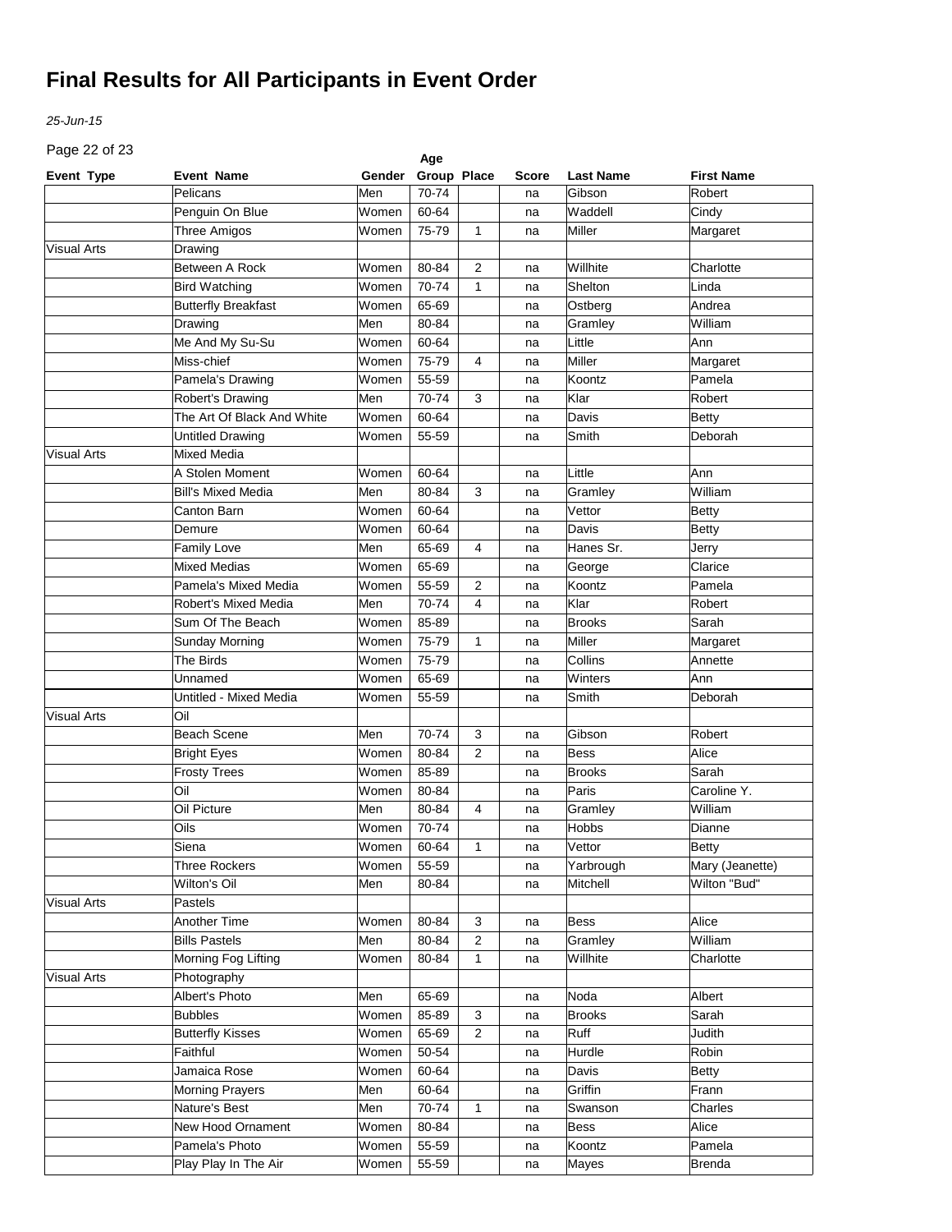# Final Results for All Participants in Event Order

*25-Jun-15*

| Event Type | Event Name | Gender | Age Group | Place | Score | Last Name | First Name |
|---|---|---|---|---|---|---|---|
| | Pelicans | Men | 70-74 | | na | Gibson | Robert |
| | Penguin On Blue | Women | 60-64 | | na | Waddell | Cindy |
| | Three Amigos | Women | 75-79 | 1 | na | Miller | Margaret |
| Visual Arts | Drawing | | | | | | |
| | Between A Rock | Women | 80-84 | 2 | na | Willhite | Charlotte |
| | Bird Watching | Women | 70-74 | 1 | na | Shelton | Linda |
| | Butterfly Breakfast | Women | 65-69 | | na | Ostberg | Andrea |
| | Drawing | Men | 80-84 | | na | Gramley | William |
| | Me And My Su-Su | Women | 60-64 | | na | Little | Ann |
| | Miss-chief | Women | 75-79 | 4 | na | Miller | Margaret |
| | Pamela's Drawing | Women | 55-59 | | na | Koontz | Pamela |
| | Robert's Drawing | Men | 70-74 | 3 | na | Klar | Robert |
| | The Art Of Black And White | Women | 60-64 | | na | Davis | Betty |
| | Untitled Drawing | Women | 55-59 | | na | Smith | Deborah |
| Visual Arts | Mixed Media | | | | | | |
| | A Stolen Moment | Women | 60-64 | | na | Little | Ann |
| | Bill's Mixed Media | Men | 80-84 | 3 | na | Gramley | William |
| | Canton Barn | Women | 60-64 | | na | Vettor | Betty |
| | Demure | Women | 60-64 | | na | Davis | Betty |
| | Family Love | Men | 65-69 | 4 | na | Hanes Sr. | Jerry |
| | Mixed Medias | Women | 65-69 | | na | George | Clarice |
| | Pamela's Mixed Media | Women | 55-59 | 2 | na | Koontz | Pamela |
| | Robert's Mixed Media | Men | 70-74 | 4 | na | Klar | Robert |
| | Sum Of The Beach | Women | 85-89 | | na | Brooks | Sarah |
| | Sunday Morning | Women | 75-79 | 1 | na | Miller | Margaret |
| | The Birds | Women | 75-79 | | na | Collins | Annette |
| | Unnamed | Women | 65-69 | | na | Winters | Ann |
| | Untitled - Mixed Media | Women | 55-59 | | na | Smith | Deborah |
| Visual Arts | Oil | | | | | | |
| | Beach Scene | Men | 70-74 | 3 | na | Gibson | Robert |
| | Bright Eyes | Women | 80-84 | 2 | na | Bess | Alice |
| | Frosty Trees | Women | 85-89 | | na | Brooks | Sarah |
| | Oil | Women | 80-84 | | na | Paris | Caroline Y. |
| | Oil Picture | Men | 80-84 | 4 | na | Gramley | William |
| | Oils | Women | 70-74 | | na | Hobbs | Dianne |
| | Siena | Women | 60-64 | 1 | na | Vettor | Betty |
| | Three Rockers | Women | 55-59 | | na | Yarbrough | Mary (Jeanette) |
| | Wilton's Oil | Men | 80-84 | | na | Mitchell | Wilton "Bud" |
| Visual Arts | Pastels | | | | | | |
| | Another Time | Women | 80-84 | 3 | na | Bess | Alice |
| | Bills Pastels | Men | 80-84 | 2 | na | Gramley | William |
| | Morning Fog Lifting | Women | 80-84 | 1 | na | Willhite | Charlotte |
| Visual Arts | Photography | | | | | | |
| | Albert's Photo | Men | 65-69 | | na | Noda | Albert |
| | Bubbles | Women | 85-89 | 3 | na | Brooks | Sarah |
| | Butterfly Kisses | Women | 65-69 | 2 | na | Ruff | Judith |
| | Faithful | Women | 50-54 | | na | Hurdle | Robin |
| | Jamaica Rose | Women | 60-64 | | na | Davis | Betty |
| | Morning Prayers | Men | 60-64 | | na | Griffin | Frann |
| | Nature's Best | Men | 70-74 | 1 | na | Swanson | Charles |
| | New Hood Ornament | Women | 80-84 | | na | Bess | Alice |
| | Pamela's Photo | Women | 55-59 | | na | Koontz | Pamela |
| | Play Play In The Air | Women | 55-59 | | na | Mayes | Brenda |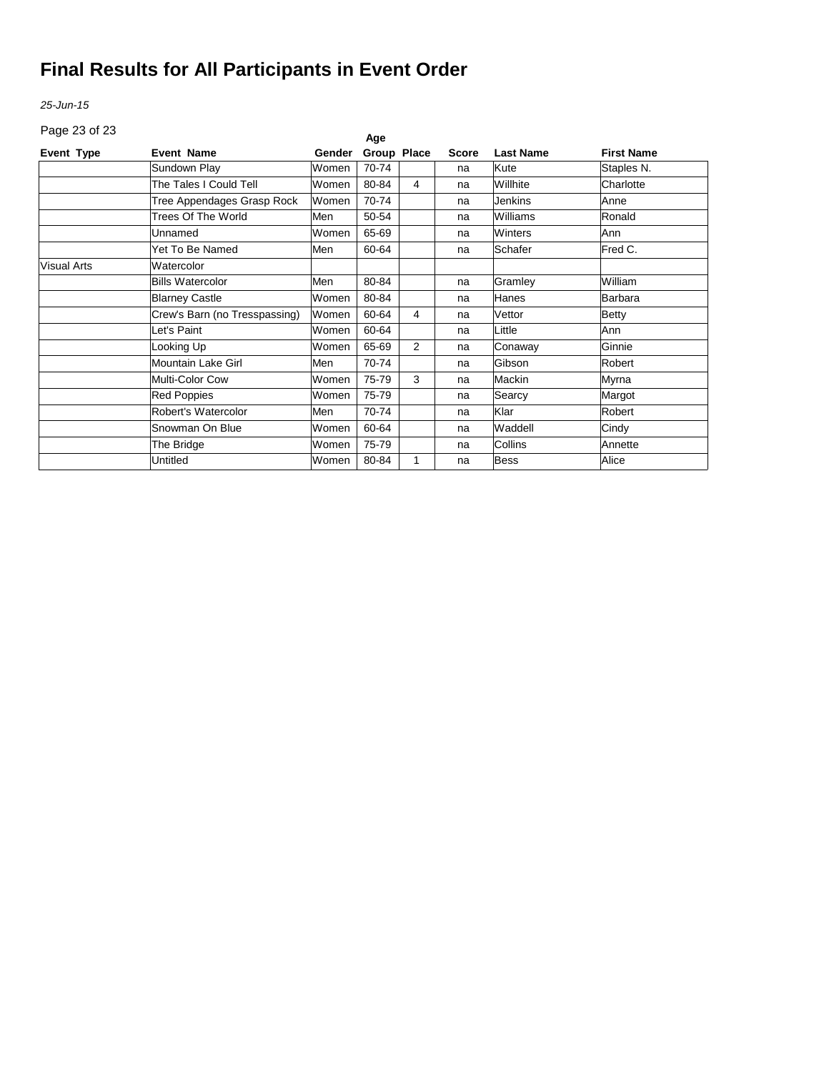# Final Results for All Participants in Event Order

*25-Jun-15*

| Event Type | Event Name | Gender | Age Group | Place | Score | Last Name | First Name |
|---|---|---|---|---|---|---|---|
| | Sundown Play | Women | 70-74 | | na | Kute | Staples N. |
| | The Tales I Could Tell | Women | 80-84 | 4 | na | Willhite | Charlotte |
| | Tree Appendages Grasp Rock | Women | 70-74 | | na | Jenkins | Anne |
| | Trees Of The World | Men | 50-54 | | na | Williams | Ronald |
| | Unnamed | Women | 65-69 | | na | Winters | Ann |
| | Yet To Be Named | Men | 60-64 | | na | Schafer | Fred C. |
| Visual Arts | Watercolor | | | | | | |
| | Bills Watercolor | Men | 80-84 | | na | Gramley | William |
| | Blarney Castle | Women | 80-84 | | na | Hanes | Barbara |
| | Crew's Barn (no Tresspassing) | Women | 60-64 | 4 | na | Vettor | Betty |
| | Let's Paint | Women | 60-64 | | na | Little | Ann |
| | Looking Up | Women | 65-69 | 2 | na | Conaway | Ginnie |
| | Mountain Lake Girl | Men | 70-74 | | na | Gibson | Robert |
| | Multi-Color Cow | Women | 75-79 | 3 | na | Mackin | Myrna |
| | Red Poppies | Women | 75-79 | | na | Searcy | Margot |
| | Robert's Watercolor | Men | 70-74 | | na | Klar | Robert |
| | Snowman On Blue | Women | 60-64 | | na | Waddell | Cindy |
| | The Bridge | Women | 75-79 | | na | Collins | Annette |
| | Untitled | Women | 80-84 | 1 | na | Bess | Alice |